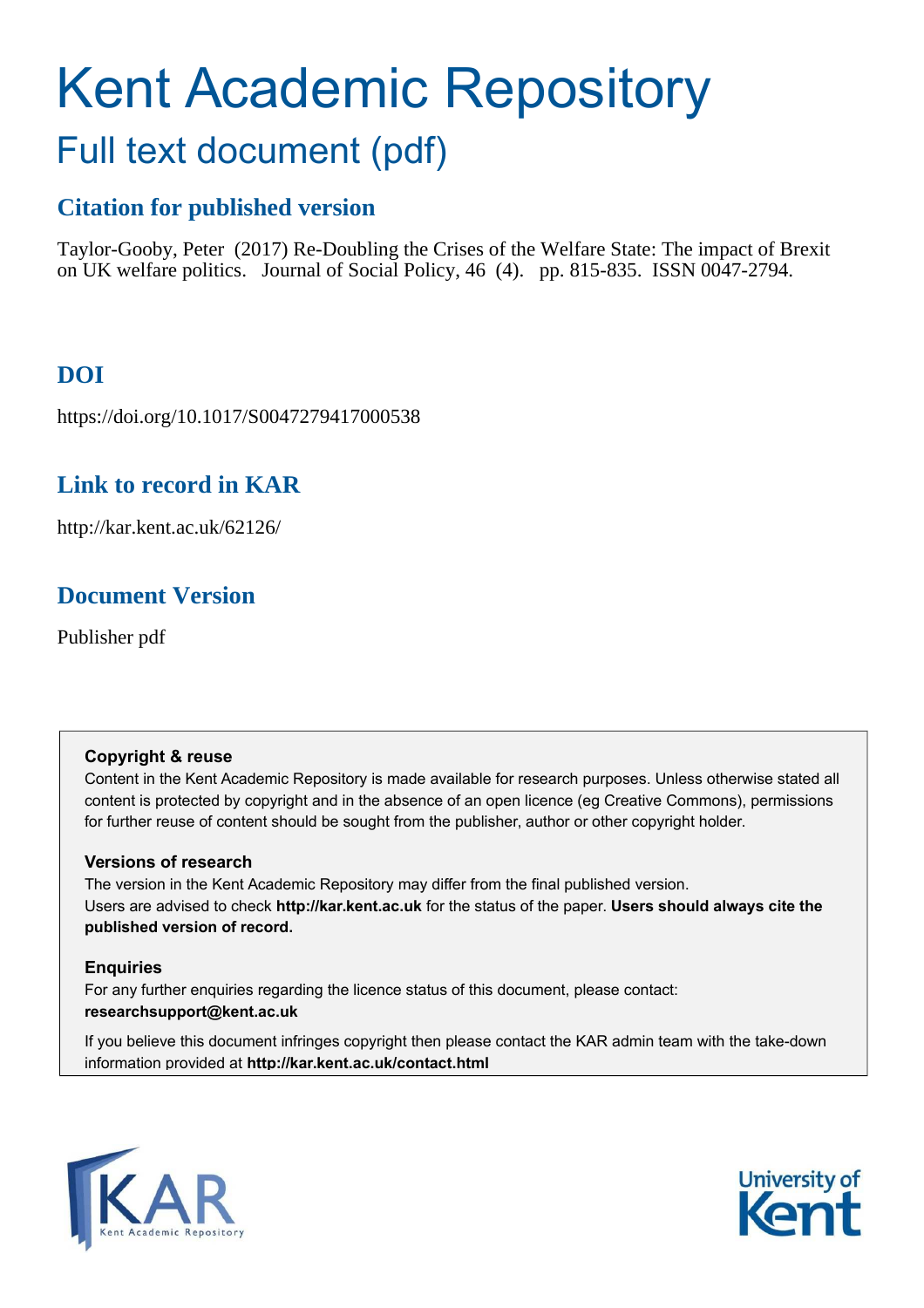# Kent Academic Repository

## Full text document (pdf)

## Citation for published version

Taylor-Gooby, Peter (2017) Re-Doubling the Crises of the Welfare State: The impact of Brexit on UK welfare politics. Journal of Social Policy, 46 (4). pp. 815-835. ISSN 0047-2794.

## DOI

https://doi.org/10.1017/S0047279417000538

## Link to record in KAR

http://kar.kent.ac.uk/62126/

## Document Version

Publisher pdf

**Copyright & reuse**

Content in the Kent Academic Repository is made available for research purposes. Unless otherwise stated all content is protected by copyright and in the absence of an open licence (eg Creative Commons), permissions for further reuse of content should be sought from the publisher, author or other copyright holder.

**Versions of research**

The version in the Kent Academic Repository may differ from the final published version. Users are advised to check **http://kar.kent.ac.uk** for the status of the paper. **Users should always cite the published version of record.**

**Enquiries**

For any further enquiries regarding the licence status of this document, please contact: **researchsupport@kent.ac.uk**

If you believe this document infringes copyright then please contact the KAR admin team with the take-down information provided at **http://kar.kent.ac.uk/contact.html**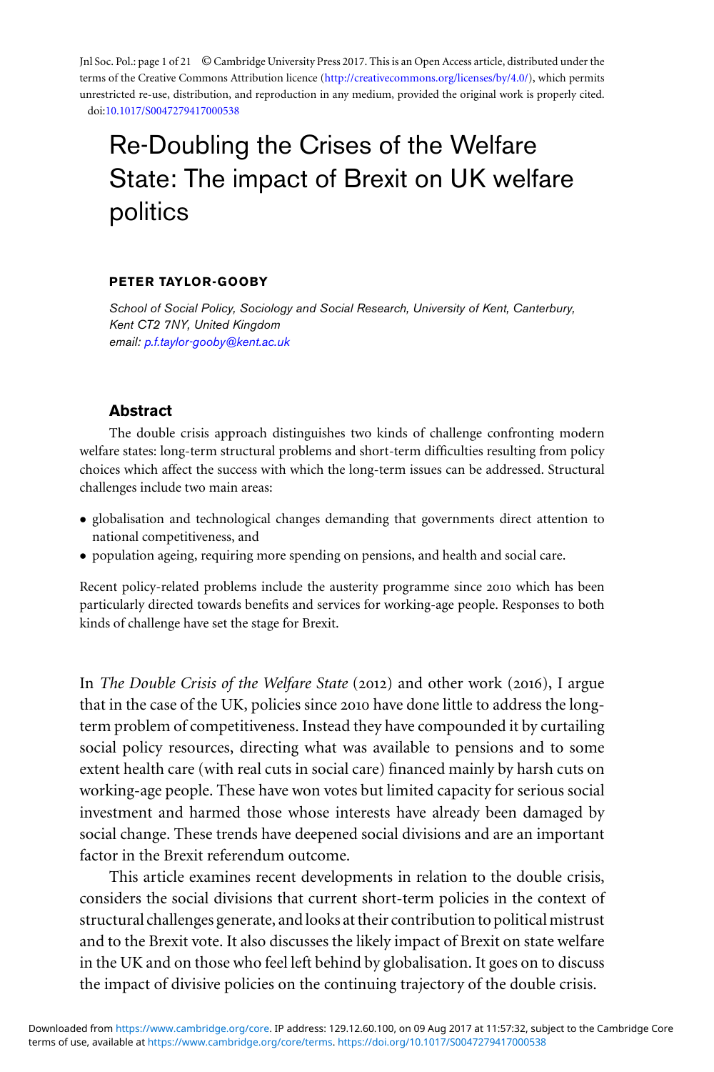# Re-Doubling the Crises of the Welfare State: The impact of Brexit on UK welfare politics

**PETER TAYLOR-GOOBY**

*School of Social Policy, Sociology and Social Research, University of Kent, Canterbury, Kent CT2 7NY, United Kingdom*
*email: p.f.taylor-gooby@kent.ac.uk*

## Abstract

The double crisis approach distinguishes two kinds of challenge confronting modern welfare states: long-term structural problems and short-term difficulties resulting from policy choices which affect the success with which the long-term issues can be addressed. Structural challenges include two main areas:

- globalisation and technological changes demanding that governments direct attention to national competitiveness, and
- population ageing, requiring more spending on pensions, and health and social care.

Recent policy-related problems include the austerity programme since 2010 which has been particularly directed towards benefits and services for working-age people. Responses to both kinds of challenge have set the stage for Brexit.

In *The Double Crisis of the Welfare State* (2012) and other work (2016), I argue that in the case of the UK, policies since 2010 have done little to address the long-term problem of competitiveness. Instead they have compounded it by curtailing social policy resources, directing what was available to pensions and to some extent health care (with real cuts in social care) financed mainly by harsh cuts on working-age people. These have won votes but limited capacity for serious social investment and harmed those whose interests have already been damaged by social change. These trends have deepened social divisions and are an important factor in the Brexit referendum outcome.

This article examines recent developments in relation to the double crisis, considers the social divisions that current short-term policies in the context of structural challenges generate, and looks at their contribution to political mistrust and to the Brexit vote. It also discusses the likely impact of Brexit on state welfare in the UK and on those who feel left behind by globalisation. It goes on to discuss the impact of divisive policies on the continuing trajectory of the double crisis.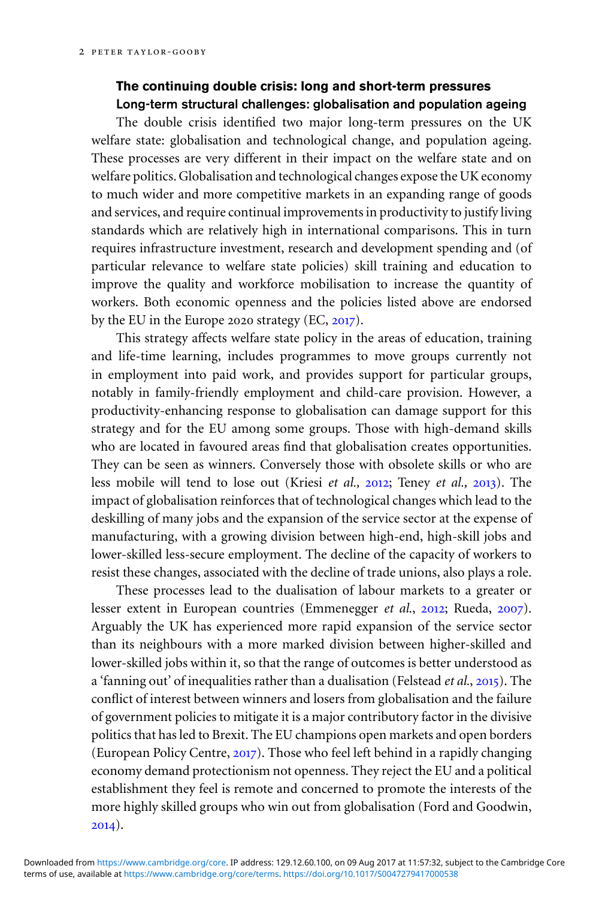## The continuing double crisis: long and short-term pressures

### Long-term structural challenges: globalisation and population ageing

The double crisis identified two major long-term pressures on the UK welfare state: globalisation and technological change, and population ageing. These processes are very different in their impact on the welfare state and on welfare politics. Globalisation and technological changes expose the UK economy to much wider and more competitive markets in an expanding range of goods and services, and require continual improvements in productivity to justify living standards which are relatively high in international comparisons. This in turn requires infrastructure investment, research and development spending and (of particular relevance to welfare state policies) skill training and education to improve the quality and workforce mobilisation to increase the quantity of workers. Both economic openness and the policies listed above are endorsed by the EU in the Europe 2020 strategy (EC, 2017).

This strategy affects welfare state policy in the areas of education, training and life-time learning, includes programmes to move groups currently not in employment into paid work, and provides support for particular groups, notably in family-friendly employment and child-care provision. However, a productivity-enhancing response to globalisation can damage support for this strategy and for the EU among some groups. Those with high-demand skills who are located in favoured areas find that globalisation creates opportunities. They can be seen as winners. Conversely those with obsolete skills or who are less mobile will tend to lose out (Kriesi *et al.,* 2012; Teney *et al.,* 2013). The impact of globalisation reinforces that of technological changes which lead to the deskilling of many jobs and the expansion of the service sector at the expense of manufacturing, with a growing division between high-end, high-skill jobs and lower-skilled less-secure employment. The decline of the capacity of workers to resist these changes, associated with the decline of trade unions, also plays a role.

These processes lead to the dualisation of labour markets to a greater or lesser extent in European countries (Emmenegger *et al.*, 2012; Rueda, 2007). Arguably the UK has experienced more rapid expansion of the service sector than its neighbours with a more marked division between higher-skilled and lower-skilled jobs within it, so that the range of outcomes is better understood as a 'fanning out' of inequalities rather than a dualisation (Felstead *et al.*, 2015). The conflict of interest between winners and losers from globalisation and the failure of government policies to mitigate it is a major contributory factor in the divisive politics that has led to Brexit. The EU champions open markets and open borders (European Policy Centre, 2017). Those who feel left behind in a rapidly changing economy demand protectionism not openness. They reject the EU and a political establishment they feel is remote and concerned to promote the interests of the more highly skilled groups who win out from globalisation (Ford and Goodwin, 2014).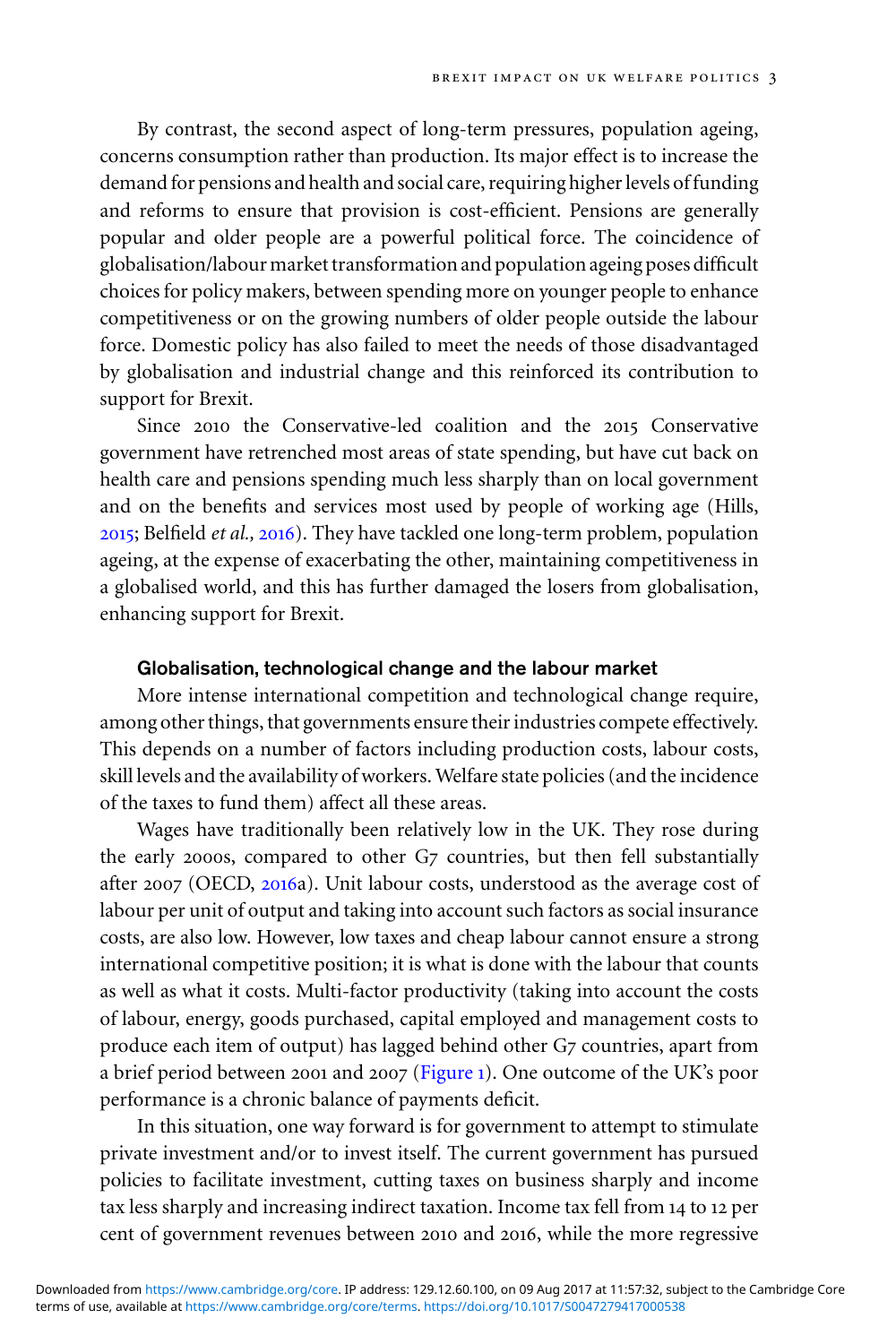By contrast, the second aspect of long-term pressures, population ageing, concerns consumption rather than production. Its major effect is to increase the demand for pensions and health and social care, requiring higher levels of funding and reforms to ensure that provision is cost-efficient. Pensions are generally popular and older people are a powerful political force. The coincidence of globalisation/labour market transformation and population ageing poses difficult choices for policy makers, between spending more on younger people to enhance competitiveness or on the growing numbers of older people outside the labour force. Domestic policy has also failed to meet the needs of those disadvantaged by globalisation and industrial change and this reinforced its contribution to support for Brexit.

Since 2010 the Conservative-led coalition and the 2015 Conservative government have retrenched most areas of state spending, but have cut back on health care and pensions spending much less sharply than on local government and on the benefits and services most used by people of working age (Hills, 2015; Belfield *et al.*, 2016). They have tackled one long-term problem, population ageing, at the expense of exacerbating the other, maintaining competitiveness in a globalised world, and this has further damaged the losers from globalisation, enhancing support for Brexit.

### Globalisation, technological change and the labour market

More intense international competition and technological change require, among other things, that governments ensure their industries compete effectively. This depends on a number of factors including production costs, labour costs, skill levels and the availability of workers. Welfare state policies (and the incidence of the taxes to fund them) affect all these areas.

Wages have traditionally been relatively low in the UK. They rose during the early 2000s, compared to other G7 countries, but then fell substantially after 2007 (OECD, 2016a). Unit labour costs, understood as the average cost of labour per unit of output and taking into account such factors as social insurance costs, are also low. However, low taxes and cheap labour cannot ensure a strong international competitive position; it is what is done with the labour that counts as well as what it costs. Multi-factor productivity (taking into account the costs of labour, energy, goods purchased, capital employed and management costs to produce each item of output) has lagged behind other G7 countries, apart from a brief period between 2001 and 2007 (Figure 1). One outcome of the UK's poor performance is a chronic balance of payments deficit.

In this situation, one way forward is for government to attempt to stimulate private investment and/or to invest itself. The current government has pursued policies to facilitate investment, cutting taxes on business sharply and income tax less sharply and increasing indirect taxation. Income tax fell from 14 to 12 per cent of government revenues between 2010 and 2016, while the more regressive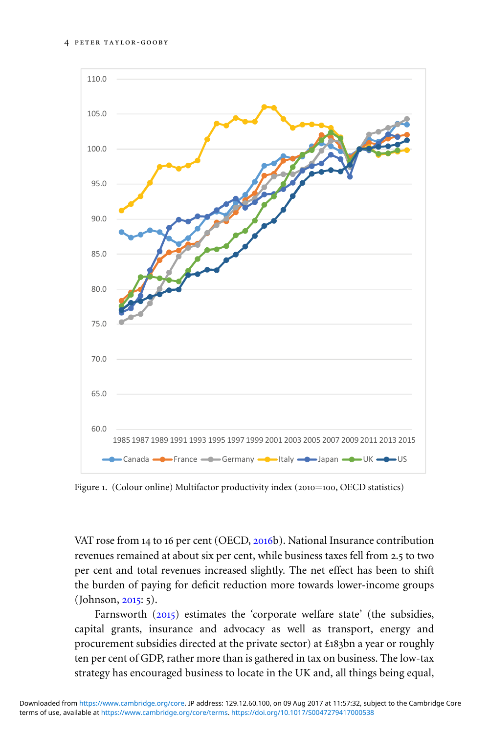Figure 1. (Colour online) Multifactor productivity index (2010=100, OECD statistics)

VAT rose from 14 to 16 per cent (OECD, 2016b). National Insurance contribution revenues remained at about six per cent, while business taxes fell from 2.5 to two per cent and total revenues increased slightly. The net effect has been to shift the burden of paying for deficit reduction more towards lower-income groups (Johnson, 2015: 5).

Farnsworth (2015) estimates the 'corporate welfare state' (the subsidies, capital grants, insurance and advocacy as well as transport, energy and procurement subsidies directed at the private sector) at £183bn a year or roughly ten per cent of GDP, rather more than is gathered in tax on business. The low-tax strategy has encouraged business to locate in the UK and, all things being equal,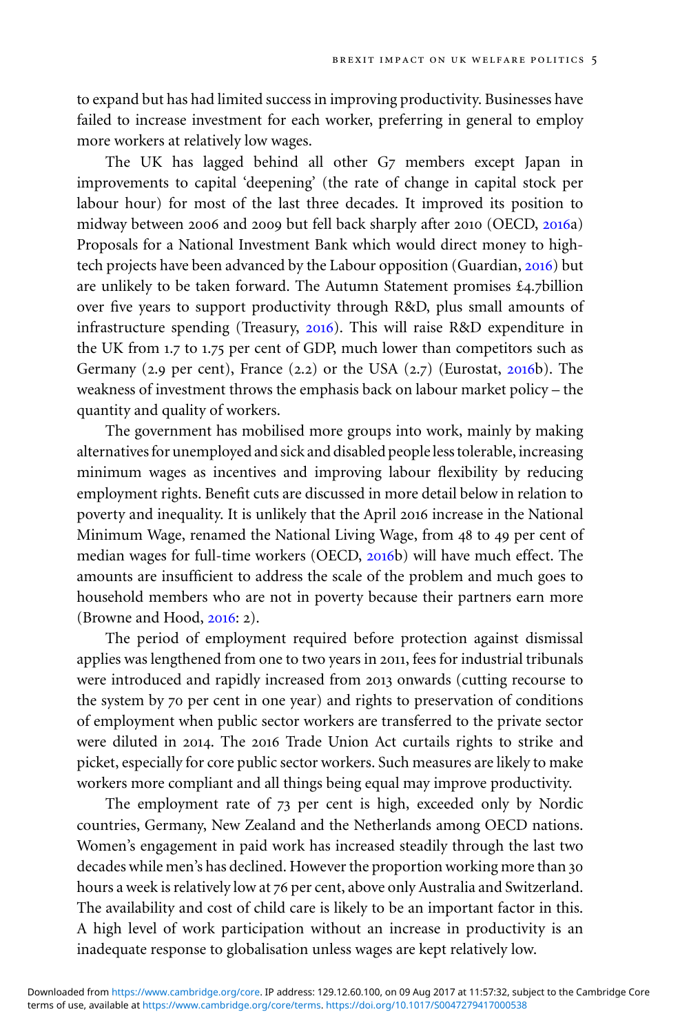to expand but has had limited success in improving productivity. Businesses have failed to increase investment for each worker, preferring in general to employ more workers at relatively low wages.

The UK has lagged behind all other G7 members except Japan in improvements to capital 'deepening' (the rate of change in capital stock per labour hour) for most of the last three decades. It improved its position to midway between 2006 and 2009 but fell back sharply after 2010 (OECD, 2016a) Proposals for a National Investment Bank which would direct money to high-tech projects have been advanced by the Labour opposition (Guardian, 2016) but are unlikely to be taken forward. The Autumn Statement promises £4.7billion over five years to support productivity through R&D, plus small amounts of infrastructure spending (Treasury, 2016). This will raise R&D expenditure in the UK from 1.7 to 1.75 per cent of GDP, much lower than competitors such as Germany (2.9 per cent), France (2.2) or the USA (2.7) (Eurostat, 2016b). The weakness of investment throws the emphasis back on labour market policy – the quantity and quality of workers.

The government has mobilised more groups into work, mainly by making alternatives for unemployed and sick and disabled people less tolerable, increasing minimum wages as incentives and improving labour flexibility by reducing employment rights. Benefit cuts are discussed in more detail below in relation to poverty and inequality. It is unlikely that the April 2016 increase in the National Minimum Wage, renamed the National Living Wage, from 48 to 49 per cent of median wages for full-time workers (OECD, 2016b) will have much effect. The amounts are insufficient to address the scale of the problem and much goes to household members who are not in poverty because their partners earn more (Browne and Hood, 2016: 2).

The period of employment required before protection against dismissal applies was lengthened from one to two years in 2011, fees for industrial tribunals were introduced and rapidly increased from 2013 onwards (cutting recourse to the system by 70 per cent in one year) and rights to preservation of conditions of employment when public sector workers are transferred to the private sector were diluted in 2014. The 2016 Trade Union Act curtails rights to strike and picket, especially for core public sector workers. Such measures are likely to make workers more compliant and all things being equal may improve productivity.

The employment rate of 73 per cent is high, exceeded only by Nordic countries, Germany, New Zealand and the Netherlands among OECD nations. Women's engagement in paid work has increased steadily through the last two decades while men's has declined. However the proportion working more than 30 hours a week is relatively low at 76 per cent, above only Australia and Switzerland. The availability and cost of child care is likely to be an important factor in this. A high level of work participation without an increase in productivity is an inadequate response to globalisation unless wages are kept relatively low.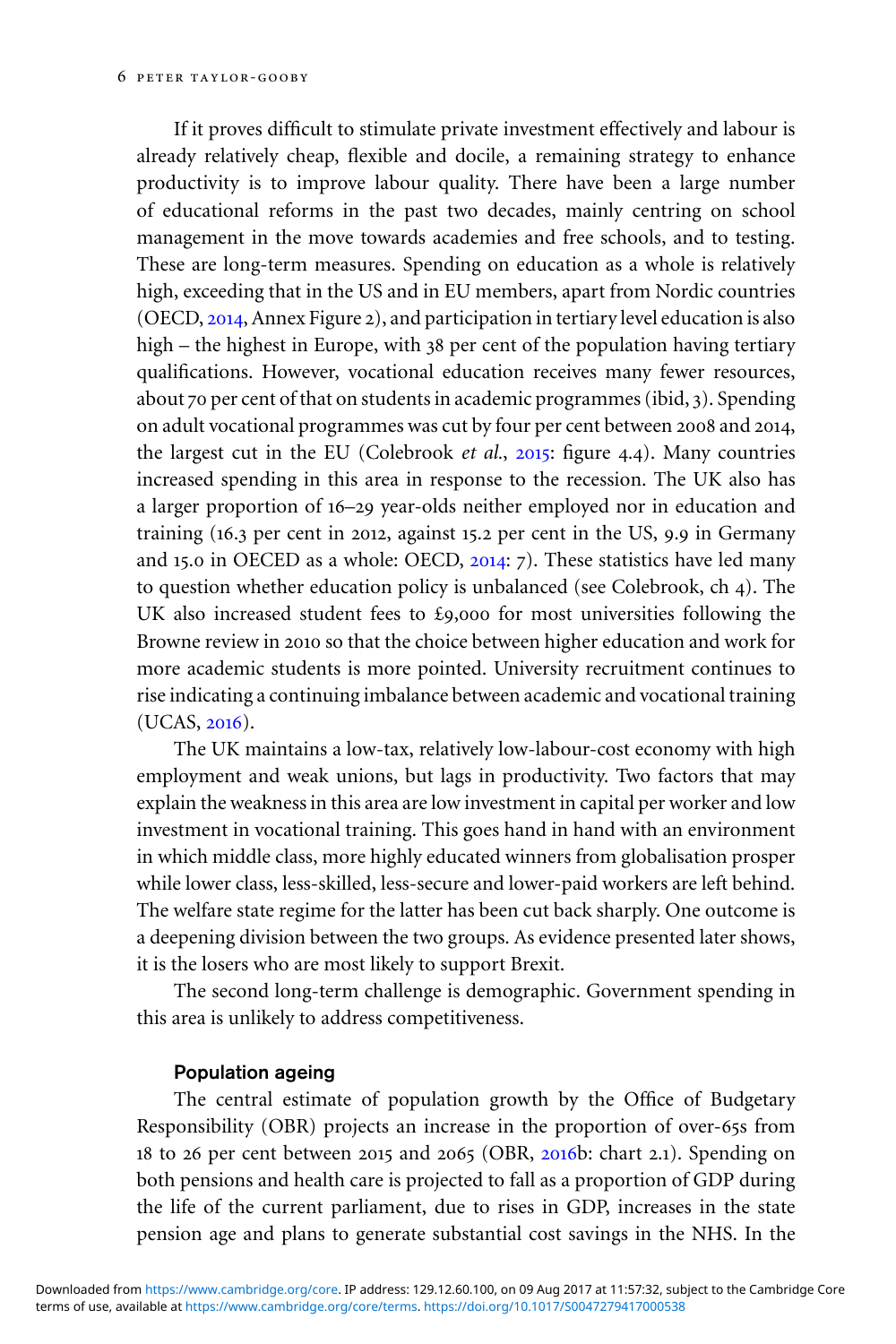If it proves difficult to stimulate private investment effectively and labour is already relatively cheap, flexible and docile, a remaining strategy to enhance productivity is to improve labour quality. There have been a large number of educational reforms in the past two decades, mainly centring on school management in the move towards academies and free schools, and to testing. These are long-term measures. Spending on education as a whole is relatively high, exceeding that in the US and in EU members, apart from Nordic countries (OECD, 2014, Annex Figure 2), and participation in tertiary level education is also high – the highest in Europe, with 38 per cent of the population having tertiary qualifications. However, vocational education receives many fewer resources, about 70 per cent of that on students in academic programmes (ibid, 3). Spending on adult vocational programmes was cut by four per cent between 2008 and 2014, the largest cut in the EU (Colebrook *et al.*, 2015: figure 4.4). Many countries increased spending in this area in response to the recession. The UK also has a larger proportion of 16–29 year-olds neither employed nor in education and training (16.3 per cent in 2012, against 15.2 per cent in the US, 9.9 in Germany and 15.0 in OECED as a whole: OECD, 2014: 7). These statistics have led many to question whether education policy is unbalanced (see Colebrook, ch 4). The UK also increased student fees to £9,000 for most universities following the Browne review in 2010 so that the choice between higher education and work for more academic students is more pointed. University recruitment continues to rise indicating a continuing imbalance between academic and vocational training (UCAS, 2016).

The UK maintains a low-tax, relatively low-labour-cost economy with high employment and weak unions, but lags in productivity. Two factors that may explain the weakness in this area are low investment in capital per worker and low investment in vocational training. This goes hand in hand with an environment in which middle class, more highly educated winners from globalisation prosper while lower class, less-skilled, less-secure and lower-paid workers are left behind. The welfare state regime for the latter has been cut back sharply. One outcome is a deepening division between the two groups. As evidence presented later shows, it is the losers who are most likely to support Brexit.

The second long-term challenge is demographic. Government spending in this area is unlikely to address competitiveness.

### Population ageing

The central estimate of population growth by the Office of Budgetary Responsibility (OBR) projects an increase in the proportion of over-65s from 18 to 26 per cent between 2015 and 2065 (OBR, 2016b: chart 2.1). Spending on both pensions and health care is projected to fall as a proportion of GDP during the life of the current parliament, due to rises in GDP, increases in the state pension age and plans to generate substantial cost savings in the NHS. In the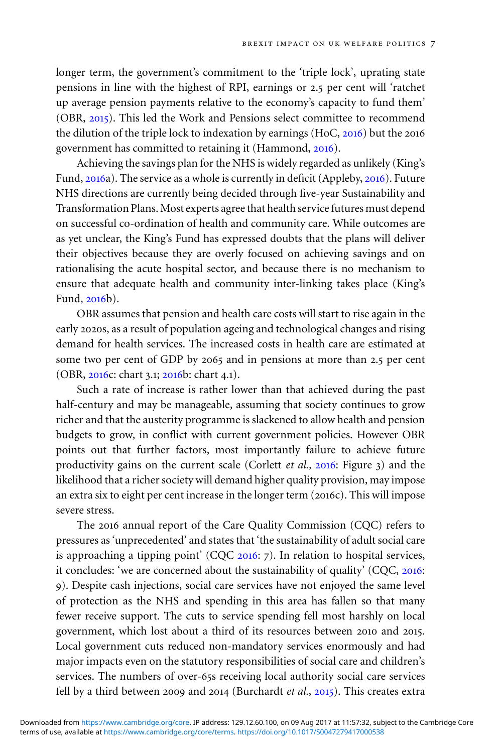longer term, the government's commitment to the 'triple lock', uprating state pensions in line with the highest of RPI, earnings or 2.5 per cent will 'ratchet up average pension payments relative to the economy's capacity to fund them' (OBR, 2015). This led the Work and Pensions select committee to recommend the dilution of the triple lock to indexation by earnings (HoC, 2016) but the 2016 government has committed to retaining it (Hammond, 2016).

Achieving the savings plan for the NHS is widely regarded as unlikely (King's Fund, 2016a). The service as a whole is currently in deficit (Appleby, 2016). Future NHS directions are currently being decided through five-year Sustainability and Transformation Plans. Most experts agree that health service futures must depend on successful co-ordination of health and community care. While outcomes are as yet unclear, the King's Fund has expressed doubts that the plans will deliver their objectives because they are overly focused on achieving savings and on rationalising the acute hospital sector, and because there is no mechanism to ensure that adequate health and community inter-linking takes place (King's Fund, 2016b).

OBR assumes that pension and health care costs will start to rise again in the early 2020s, as a result of population ageing and technological changes and rising demand for health services. The increased costs in health care are estimated at some two per cent of GDP by 2065 and in pensions at more than 2.5 per cent (OBR, 2016c: chart 3.1; 2016b: chart 4.1).

Such a rate of increase is rather lower than that achieved during the past half-century and may be manageable, assuming that society continues to grow richer and that the austerity programme is slackened to allow health and pension budgets to grow, in conflict with current government policies. However OBR points out that further factors, most importantly failure to achieve future productivity gains on the current scale (Corlett *et al.*, 2016: Figure 3) and the likelihood that a richer society will demand higher quality provision, may impose an extra six to eight per cent increase in the longer term (2016c). This will impose severe stress.

The 2016 annual report of the Care Quality Commission (CQC) refers to pressures as 'unprecedented' and states that 'the sustainability of adult social care is approaching a tipping point' (CQC 2016: 7). In relation to hospital services, it concludes: 'we are concerned about the sustainability of quality' (CQC, 2016: 9). Despite cash injections, social care services have not enjoyed the same level of protection as the NHS and spending in this area has fallen so that many fewer receive support. The cuts to service spending fell most harshly on local government, which lost about a third of its resources between 2010 and 2015. Local government cuts reduced non-mandatory services enormously and had major impacts even on the statutory responsibilities of social care and children's services. The numbers of over-65s receiving local authority social care services fell by a third between 2009 and 2014 (Burchardt *et al.*, 2015). This creates extra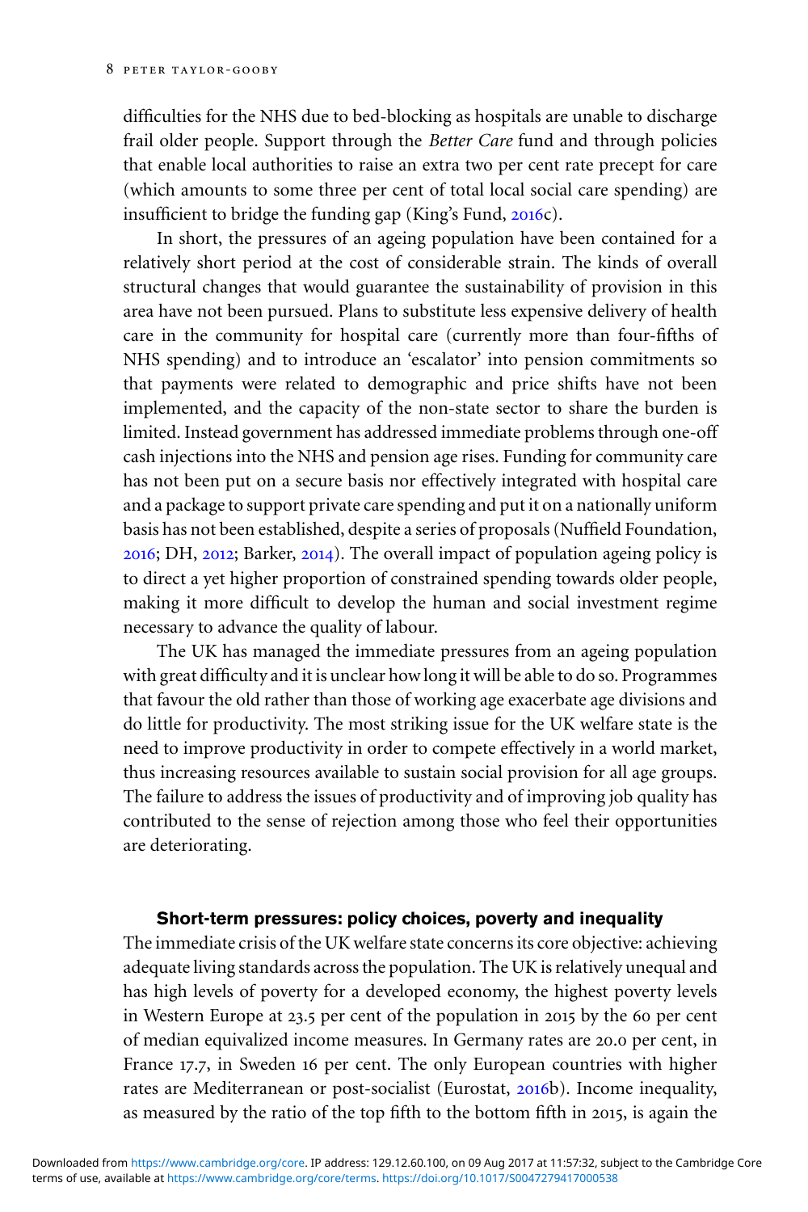difficulties for the NHS due to bed-blocking as hospitals are unable to discharge frail older people. Support through the *Better Care* fund and through policies that enable local authorities to raise an extra two per cent rate precept for care (which amounts to some three per cent of total local social care spending) are insufficient to bridge the funding gap (King's Fund, 2016c).

In short, the pressures of an ageing population have been contained for a relatively short period at the cost of considerable strain. The kinds of overall structural changes that would guarantee the sustainability of provision in this area have not been pursued. Plans to substitute less expensive delivery of health care in the community for hospital care (currently more than four-fifths of NHS spending) and to introduce an 'escalator' into pension commitments so that payments were related to demographic and price shifts have not been implemented, and the capacity of the non-state sector to share the burden is limited. Instead government has addressed immediate problems through one-off cash injections into the NHS and pension age rises. Funding for community care has not been put on a secure basis nor effectively integrated with hospital care and a package to support private care spending and put it on a nationally uniform basis has not been established, despite a series of proposals (Nuffield Foundation, 2016; DH, 2012; Barker, 2014). The overall impact of population ageing policy is to direct a yet higher proportion of constrained spending towards older people, making it more difficult to develop the human and social investment regime necessary to advance the quality of labour.

The UK has managed the immediate pressures from an ageing population with great difficulty and it is unclear how long it will be able to do so. Programmes that favour the old rather than those of working age exacerbate age divisions and do little for productivity. The most striking issue for the UK welfare state is the need to improve productivity in order to compete effectively in a world market, thus increasing resources available to sustain social provision for all age groups. The failure to address the issues of productivity and of improving job quality has contributed to the sense of rejection among those who feel their opportunities are deteriorating.

### Short-term pressures: policy choices, poverty and inequality

The immediate crisis of the UK welfare state concerns its core objective: achieving adequate living standards across the population. The UK is relatively unequal and has high levels of poverty for a developed economy, the highest poverty levels in Western Europe at 23.5 per cent of the population in 2015 by the 60 per cent of median equivalized income measures. In Germany rates are 20.0 per cent, in France 17.7, in Sweden 16 per cent. The only European countries with higher rates are Mediterranean or post-socialist (Eurostat, 2016b). Income inequality, as measured by the ratio of the top fifth to the bottom fifth in 2015, is again the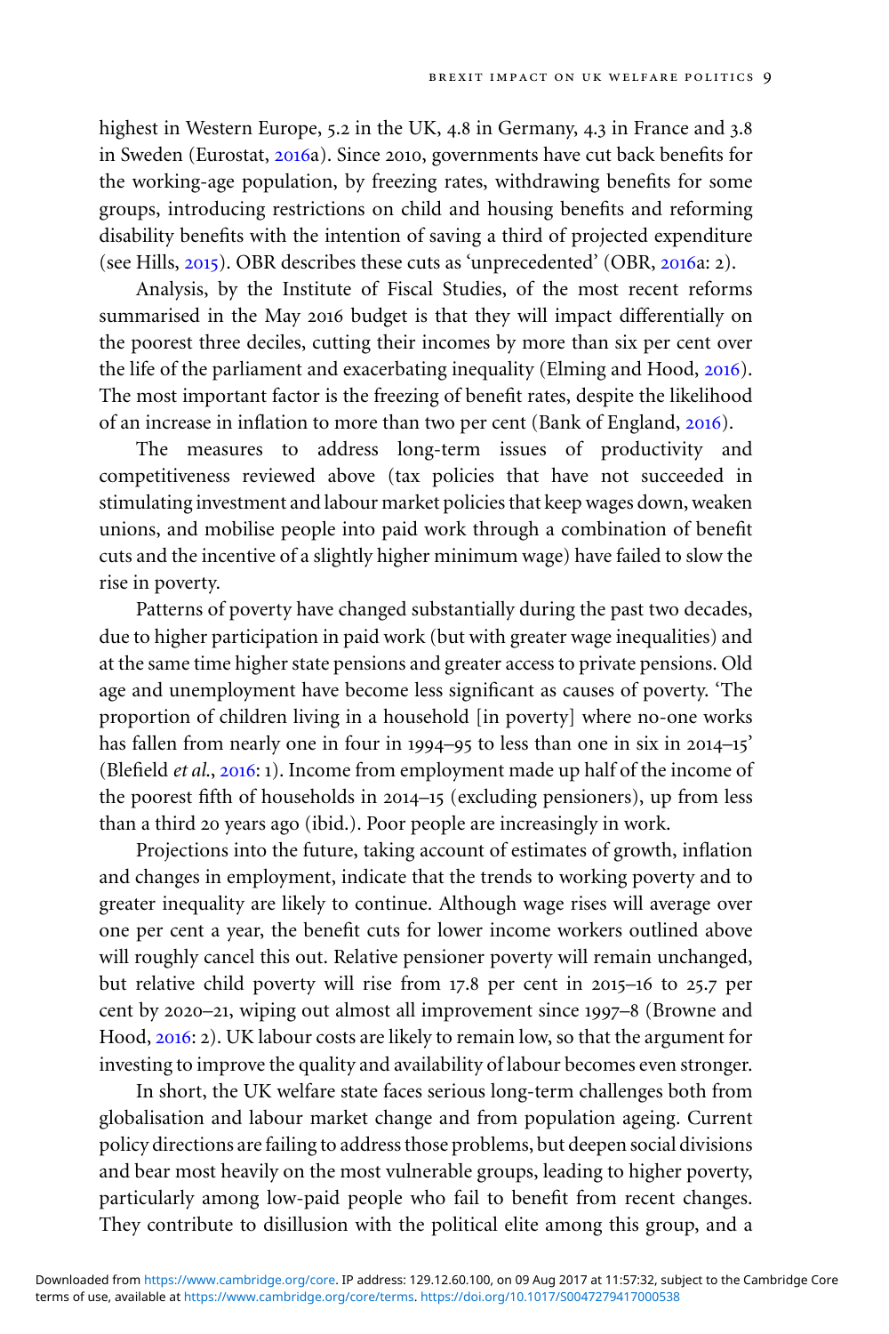highest in Western Europe, 5.2 in the UK, 4.8 in Germany, 4.3 in France and 3.8 in Sweden (Eurostat, 2016a). Since 2010, governments have cut back benefits for the working-age population, by freezing rates, withdrawing benefits for some groups, introducing restrictions on child and housing benefits and reforming disability benefits with the intention of saving a third of projected expenditure (see Hills, 2015). OBR describes these cuts as 'unprecedented' (OBR, 2016a: 2).

Analysis, by the Institute of Fiscal Studies, of the most recent reforms summarised in the May 2016 budget is that they will impact differentially on the poorest three deciles, cutting their incomes by more than six per cent over the life of the parliament and exacerbating inequality (Elming and Hood, 2016). The most important factor is the freezing of benefit rates, despite the likelihood of an increase in inflation to more than two per cent (Bank of England, 2016).

The measures to address long-term issues of productivity and competitiveness reviewed above (tax policies that have not succeeded in stimulating investment and labour market policies that keep wages down, weaken unions, and mobilise people into paid work through a combination of benefit cuts and the incentive of a slightly higher minimum wage) have failed to slow the rise in poverty.

Patterns of poverty have changed substantially during the past two decades, due to higher participation in paid work (but with greater wage inequalities) and at the same time higher state pensions and greater access to private pensions. Old age and unemployment have become less significant as causes of poverty. 'The proportion of children living in a household [in poverty] where no-one works has fallen from nearly one in four in 1994–95 to less than one in six in 2014–15' (Blefield *et al.*, 2016: 1). Income from employment made up half of the income of the poorest fifth of households in 2014–15 (excluding pensioners), up from less than a third 20 years ago (ibid.). Poor people are increasingly in work.

Projections into the future, taking account of estimates of growth, inflation and changes in employment, indicate that the trends to working poverty and to greater inequality are likely to continue. Although wage rises will average over one per cent a year, the benefit cuts for lower income workers outlined above will roughly cancel this out. Relative pensioner poverty will remain unchanged, but relative child poverty will rise from 17.8 per cent in 2015–16 to 25.7 per cent by 2020–21, wiping out almost all improvement since 1997–8 (Browne and Hood, 2016: 2). UK labour costs are likely to remain low, so that the argument for investing to improve the quality and availability of labour becomes even stronger.

In short, the UK welfare state faces serious long-term challenges both from globalisation and labour market change and from population ageing. Current policy directions are failing to address those problems, but deepen social divisions and bear most heavily on the most vulnerable groups, leading to higher poverty, particularly among low-paid people who fail to benefit from recent changes. They contribute to disillusion with the political elite among this group, and a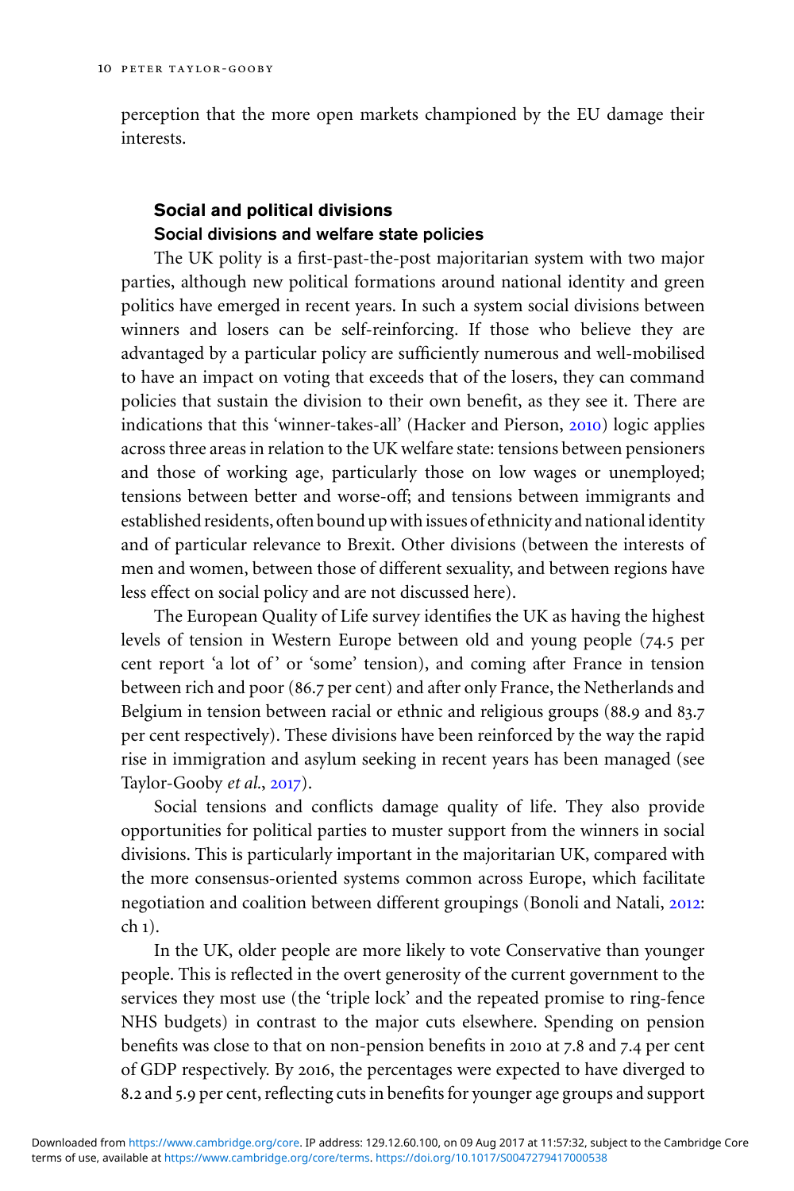perception that the more open markets championed by the EU damage their interests.

## Social and political divisions

### Social divisions and welfare state policies

The UK polity is a first-past-the-post majoritarian system with two major parties, although new political formations around national identity and green politics have emerged in recent years. In such a system social divisions between winners and losers can be self-reinforcing. If those who believe they are advantaged by a particular policy are sufficiently numerous and well-mobilised to have an impact on voting that exceeds that of the losers, they can command policies that sustain the division to their own benefit, as they see it. There are indications that this 'winner-takes-all' (Hacker and Pierson, 2010) logic applies across three areas in relation to the UK welfare state: tensions between pensioners and those of working age, particularly those on low wages or unemployed; tensions between better and worse-off; and tensions between immigrants and established residents, often bound up with issues of ethnicity and national identity and of particular relevance to Brexit. Other divisions (between the interests of men and women, between those of different sexuality, and between regions have less effect on social policy and are not discussed here).

The European Quality of Life survey identifies the UK as having the highest levels of tension in Western Europe between old and young people (74.5 per cent report 'a lot of' or 'some' tension), and coming after France in tension between rich and poor (86.7 per cent) and after only France, the Netherlands and Belgium in tension between racial or ethnic and religious groups (88.9 and 83.7 per cent respectively). These divisions have been reinforced by the way the rapid rise in immigration and asylum seeking in recent years has been managed (see Taylor-Gooby *et al.*, 2017).

Social tensions and conflicts damage quality of life. They also provide opportunities for political parties to muster support from the winners in social divisions. This is particularly important in the majoritarian UK, compared with the more consensus-oriented systems common across Europe, which facilitate negotiation and coalition between different groupings (Bonoli and Natali, 2012: ch 1).

In the UK, older people are more likely to vote Conservative than younger people. This is reflected in the overt generosity of the current government to the services they most use (the 'triple lock' and the repeated promise to ring-fence NHS budgets) in contrast to the major cuts elsewhere. Spending on pension benefits was close to that on non-pension benefits in 2010 at 7.8 and 7.4 per cent of GDP respectively. By 2016, the percentages were expected to have diverged to 8.2 and 5.9 per cent, reflecting cuts in benefits for younger age groups and support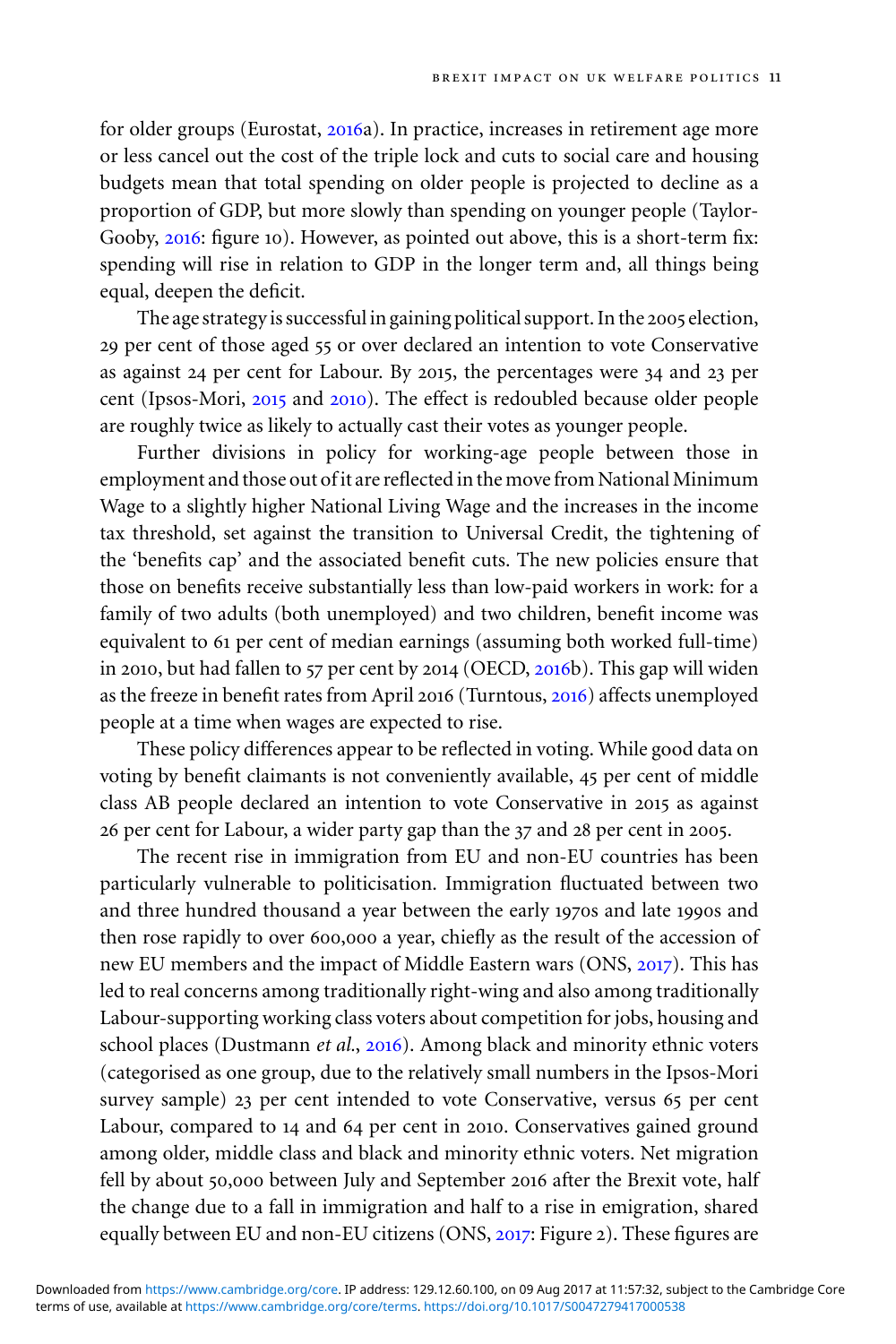for older groups (Eurostat, 2016a). In practice, increases in retirement age more or less cancel out the cost of the triple lock and cuts to social care and housing budgets mean that total spending on older people is projected to decline as a proportion of GDP, but more slowly than spending on younger people (Taylor-Gooby, 2016: figure 10). However, as pointed out above, this is a short-term fix: spending will rise in relation to GDP in the longer term and, all things being equal, deepen the deficit.

The age strategy is successful in gaining political support. In the 2005 election, 29 per cent of those aged 55 or over declared an intention to vote Conservative as against 24 per cent for Labour. By 2015, the percentages were 34 and 23 per cent (Ipsos-Mori, 2015 and 2010). The effect is redoubled because older people are roughly twice as likely to actually cast their votes as younger people.

Further divisions in policy for working-age people between those in employment and those out of it are reflected in the move from National Minimum Wage to a slightly higher National Living Wage and the increases in the income tax threshold, set against the transition to Universal Credit, the tightening of the 'benefits cap' and the associated benefit cuts. The new policies ensure that those on benefits receive substantially less than low-paid workers in work: for a family of two adults (both unemployed) and two children, benefit income was equivalent to 61 per cent of median earnings (assuming both worked full-time) in 2010, but had fallen to 57 per cent by 2014 (OECD, 2016b). This gap will widen as the freeze in benefit rates from April 2016 (Turntous, 2016) affects unemployed people at a time when wages are expected to rise.

These policy differences appear to be reflected in voting. While good data on voting by benefit claimants is not conveniently available, 45 per cent of middle class AB people declared an intention to vote Conservative in 2015 as against 26 per cent for Labour, a wider party gap than the 37 and 28 per cent in 2005.

The recent rise in immigration from EU and non-EU countries has been particularly vulnerable to politicisation. Immigration fluctuated between two and three hundred thousand a year between the early 1970s and late 1990s and then rose rapidly to over 600,000 a year, chiefly as the result of the accession of new EU members and the impact of Middle Eastern wars (ONS, 2017). This has led to real concerns among traditionally right-wing and also among traditionally Labour-supporting working class voters about competition for jobs, housing and school places (Dustmann *et al.*, 2016). Among black and minority ethnic voters (categorised as one group, due to the relatively small numbers in the Ipsos-Mori survey sample) 23 per cent intended to vote Conservative, versus 65 per cent Labour, compared to 14 and 64 per cent in 2010. Conservatives gained ground among older, middle class and black and minority ethnic voters. Net migration fell by about 50,000 between July and September 2016 after the Brexit vote, half the change due to a fall in immigration and half to a rise in emigration, shared equally between EU and non-EU citizens (ONS, 2017: Figure 2). These figures are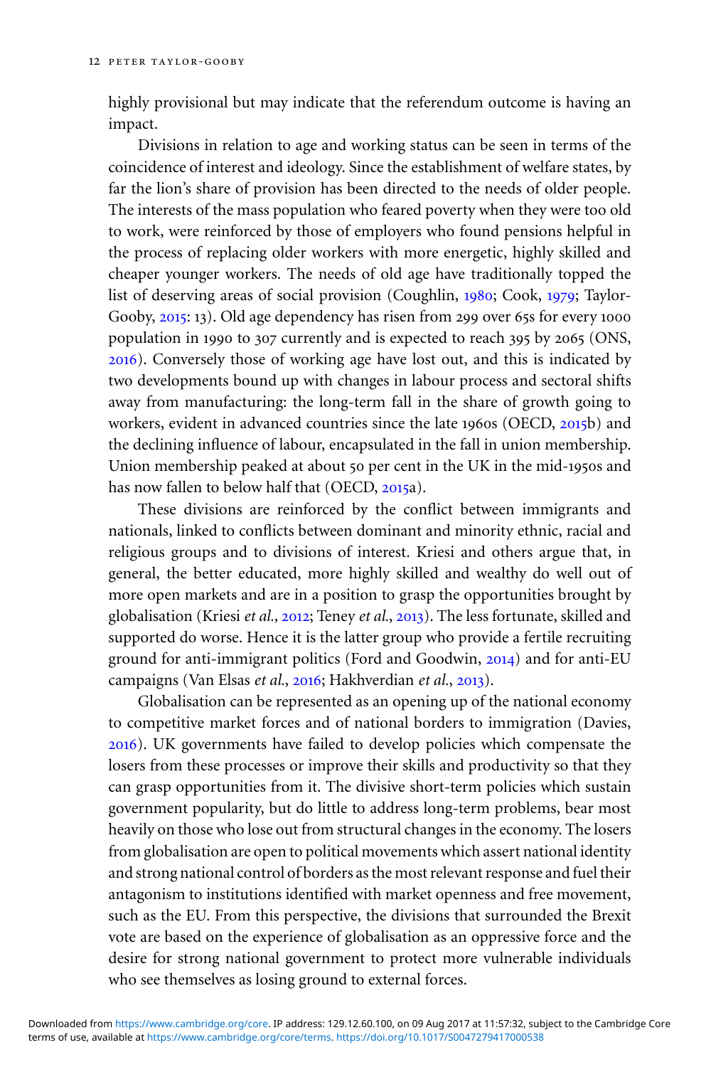highly provisional but may indicate that the referendum outcome is having an impact.

Divisions in relation to age and working status can be seen in terms of the coincidence of interest and ideology. Since the establishment of welfare states, by far the lion's share of provision has been directed to the needs of older people. The interests of the mass population who feared poverty when they were too old to work, were reinforced by those of employers who found pensions helpful in the process of replacing older workers with more energetic, highly skilled and cheaper younger workers. The needs of old age have traditionally topped the list of deserving areas of social provision (Coughlin, 1980; Cook, 1979; Taylor-Gooby, 2015: 13). Old age dependency has risen from 299 over 65s for every 1000 population in 1990 to 307 currently and is expected to reach 395 by 2065 (ONS, 2016). Conversely those of working age have lost out, and this is indicated by two developments bound up with changes in labour process and sectoral shifts away from manufacturing: the long-term fall in the share of growth going to workers, evident in advanced countries since the late 1960s (OECD, 2015b) and the declining influence of labour, encapsulated in the fall in union membership. Union membership peaked at about 50 per cent in the UK in the mid-1950s and has now fallen to below half that (OECD, 2015a).

These divisions are reinforced by the conflict between immigrants and nationals, linked to conflicts between dominant and minority ethnic, racial and religious groups and to divisions of interest. Kriesi and others argue that, in general, the better educated, more highly skilled and wealthy do well out of more open markets and are in a position to grasp the opportunities brought by globalisation (Kriesi *et al.,* 2012; Teney *et al.*, 2013). The less fortunate, skilled and supported do worse. Hence it is the latter group who provide a fertile recruiting ground for anti-immigrant politics (Ford and Goodwin, 2014) and for anti-EU campaigns (Van Elsas *et al.*, 2016; Hakhverdian *et al.*, 2013).

Globalisation can be represented as an opening up of the national economy to competitive market forces and of national borders to immigration (Davies, 2016). UK governments have failed to develop policies which compensate the losers from these processes or improve their skills and productivity so that they can grasp opportunities from it. The divisive short-term policies which sustain government popularity, but do little to address long-term problems, bear most heavily on those who lose out from structural changes in the economy. The losers from globalisation are open to political movements which assert national identity and strong national control of borders as the most relevant response and fuel their antagonism to institutions identified with market openness and free movement, such as the EU. From this perspective, the divisions that surrounded the Brexit vote are based on the experience of globalisation as an oppressive force and the desire for strong national government to protect more vulnerable individuals who see themselves as losing ground to external forces.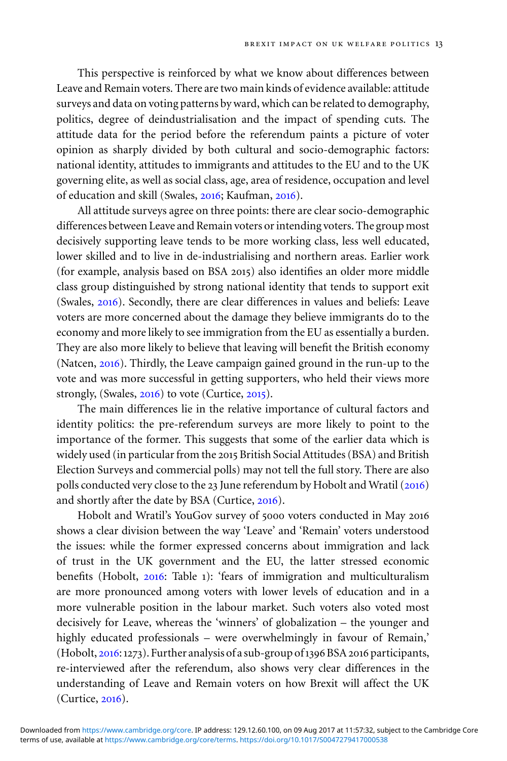This perspective is reinforced by what we know about differences between Leave and Remain voters. There are two main kinds of evidence available: attitude surveys and data on voting patterns by ward, which can be related to demography, politics, degree of deindustrialisation and the impact of spending cuts. The attitude data for the period before the referendum paints a picture of voter opinion as sharply divided by both cultural and socio-demographic factors: national identity, attitudes to immigrants and attitudes to the EU and to the UK governing elite, as well as social class, age, area of residence, occupation and level of education and skill (Swales, 2016; Kaufman, 2016).

All attitude surveys agree on three points: there are clear socio-demographic differences between Leave and Remain voters or intending voters. The group most decisively supporting leave tends to be more working class, less well educated, lower skilled and to live in de-industrialising and northern areas. Earlier work (for example, analysis based on BSA 2015) also identifies an older more middle class group distinguished by strong national identity that tends to support exit (Swales, 2016). Secondly, there are clear differences in values and beliefs: Leave voters are more concerned about the damage they believe immigrants do to the economy and more likely to see immigration from the EU as essentially a burden. They are also more likely to believe that leaving will benefit the British economy (Natcen, 2016). Thirdly, the Leave campaign gained ground in the run-up to the vote and was more successful in getting supporters, who held their views more strongly, (Swales, 2016) to vote (Curtice, 2015).

The main differences lie in the relative importance of cultural factors and identity politics: the pre-referendum surveys are more likely to point to the importance of the former. This suggests that some of the earlier data which is widely used (in particular from the 2015 British Social Attitudes (BSA) and British Election Surveys and commercial polls) may not tell the full story. There are also polls conducted very close to the 23 June referendum by Hobolt and Wratil (2016) and shortly after the date by BSA (Curtice, 2016).

Hobolt and Wratil's YouGov survey of 5000 voters conducted in May 2016 shows a clear division between the way 'Leave' and 'Remain' voters understood the issues: while the former expressed concerns about immigration and lack of trust in the UK government and the EU, the latter stressed economic benefits (Hobolt, 2016: Table 1): 'fears of immigration and multiculturalism are more pronounced among voters with lower levels of education and in a more vulnerable position in the labour market. Such voters also voted most decisively for Leave, whereas the 'winners' of globalization – the younger and highly educated professionals – were overwhelmingly in favour of Remain,' (Hobolt, 2016: 1273). Further analysis of a sub-group of 1396 BSA 2016 participants, re-interviewed after the referendum, also shows very clear differences in the understanding of Leave and Remain voters on how Brexit will affect the UK (Curtice, 2016).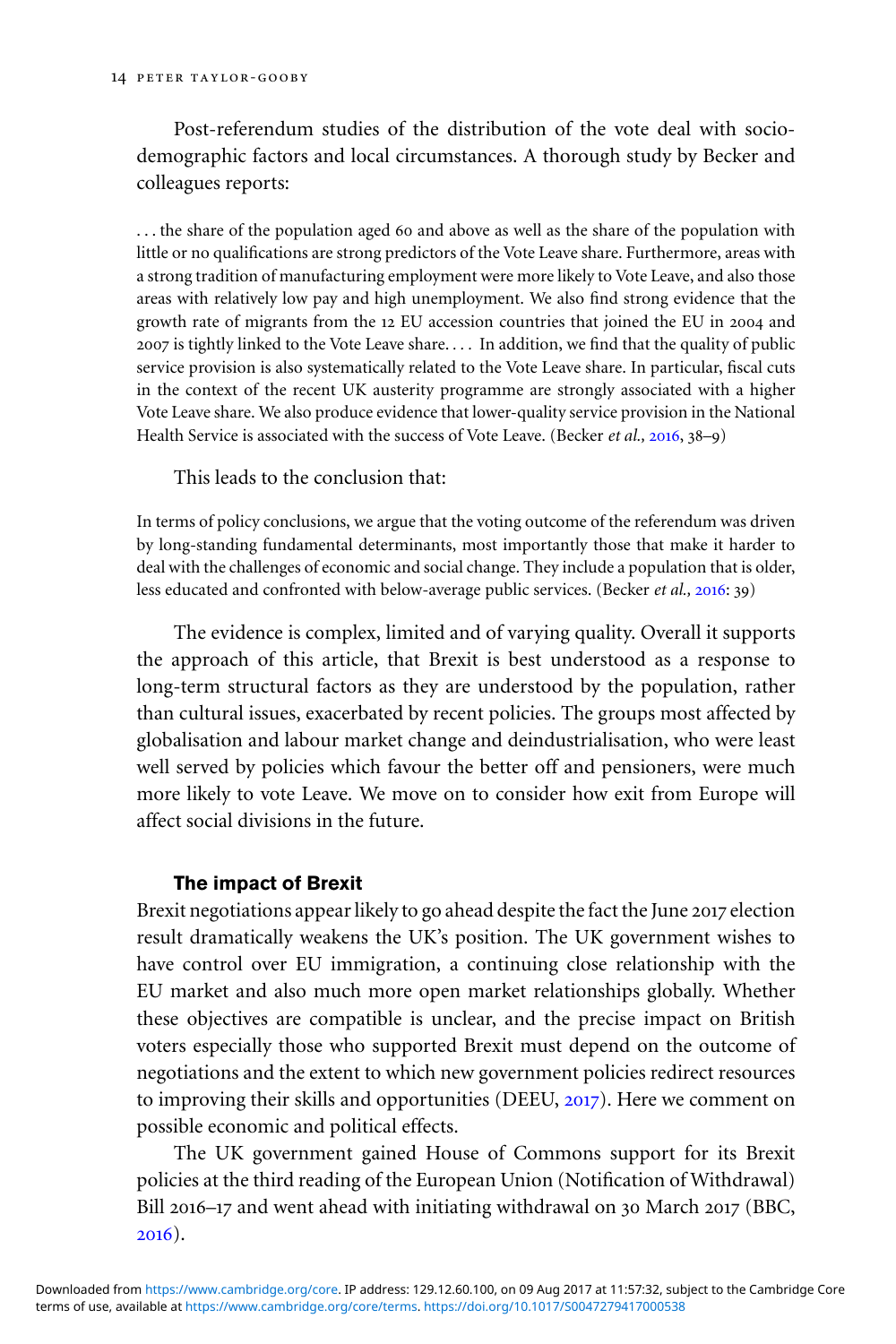Post-referendum studies of the distribution of the vote deal with socio-demographic factors and local circumstances. A thorough study by Becker and colleagues reports:

> . . . the share of the population aged 60 and above as well as the share of the population with little or no qualifications are strong predictors of the Vote Leave share. Furthermore, areas with a strong tradition of manufacturing employment were more likely to Vote Leave, and also those areas with relatively low pay and high unemployment. We also find strong evidence that the growth rate of migrants from the 12 EU accession countries that joined the EU in 2004 and 2007 is tightly linked to the Vote Leave share. . . . In addition, we find that the quality of public service provision is also systematically related to the Vote Leave share. In particular, fiscal cuts in the context of the recent UK austerity programme are strongly associated with a higher Vote Leave share. We also produce evidence that lower-quality service provision in the National Health Service is associated with the success of Vote Leave. (Becker *et al.,* 2016, 38–9)

This leads to the conclusion that:

> In terms of policy conclusions, we argue that the voting outcome of the referendum was driven by long-standing fundamental determinants, most importantly those that make it harder to deal with the challenges of economic and social change. They include a population that is older, less educated and confronted with below-average public services. (Becker *et al.,* 2016: 39)

The evidence is complex, limited and of varying quality. Overall it supports the approach of this article, that Brexit is best understood as a response to long-term structural factors as they are understood by the population, rather than cultural issues, exacerbated by recent policies. The groups most affected by globalisation and labour market change and deindustrialisation, who were least well served by policies which favour the better off and pensioners, were much more likely to vote Leave. We move on to consider how exit from Europe will affect social divisions in the future.

## The impact of Brexit

Brexit negotiations appear likely to go ahead despite the fact the June 2017 election result dramatically weakens the UK's position. The UK government wishes to have control over EU immigration, a continuing close relationship with the EU market and also much more open market relationships globally. Whether these objectives are compatible is unclear, and the precise impact on British voters especially those who supported Brexit must depend on the outcome of negotiations and the extent to which new government policies redirect resources to improving their skills and opportunities (DEEU, 2017). Here we comment on possible economic and political effects.

The UK government gained House of Commons support for its Brexit policies at the third reading of the European Union (Notification of Withdrawal) Bill 2016–17 and went ahead with initiating withdrawal on 30 March 2017 (BBC, 2016).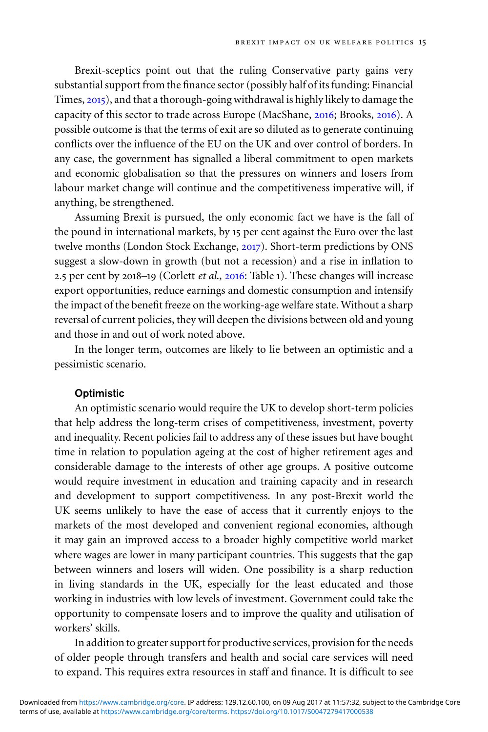Brexit-sceptics point out that the ruling Conservative party gains very substantial support from the finance sector (possibly half of its funding: Financial Times, 2015), and that a thorough-going withdrawal is highly likely to damage the capacity of this sector to trade across Europe (MacShane, 2016; Brooks, 2016). A possible outcome is that the terms of exit are so diluted as to generate continuing conflicts over the influence of the EU on the UK and over control of borders. In any case, the government has signalled a liberal commitment to open markets and economic globalisation so that the pressures on winners and losers from labour market change will continue and the competitiveness imperative will, if anything, be strengthened.

Assuming Brexit is pursued, the only economic fact we have is the fall of the pound in international markets, by 15 per cent against the Euro over the last twelve months (London Stock Exchange, 2017). Short-term predictions by ONS suggest a slow-down in growth (but not a recession) and a rise in inflation to 2.5 per cent by 2018–19 (Corlett *et al.*, 2016: Table 1). These changes will increase export opportunities, reduce earnings and domestic consumption and intensify the impact of the benefit freeze on the working-age welfare state. Without a sharp reversal of current policies, they will deepen the divisions between old and young and those in and out of work noted above.

In the longer term, outcomes are likely to lie between an optimistic and a pessimistic scenario.

### Optimistic

An optimistic scenario would require the UK to develop short-term policies that help address the long-term crises of competitiveness, investment, poverty and inequality. Recent policies fail to address any of these issues but have bought time in relation to population ageing at the cost of higher retirement ages and considerable damage to the interests of other age groups. A positive outcome would require investment in education and training capacity and in research and development to support competitiveness. In any post-Brexit world the UK seems unlikely to have the ease of access that it currently enjoys to the markets of the most developed and convenient regional economies, although it may gain an improved access to a broader highly competitive world market where wages are lower in many participant countries. This suggests that the gap between winners and losers will widen. One possibility is a sharp reduction in living standards in the UK, especially for the least educated and those working in industries with low levels of investment. Government could take the opportunity to compensate losers and to improve the quality and utilisation of workers' skills.

In addition to greater support for productive services, provision for the needs of older people through transfers and health and social care services will need to expand. This requires extra resources in staff and finance. It is difficult to see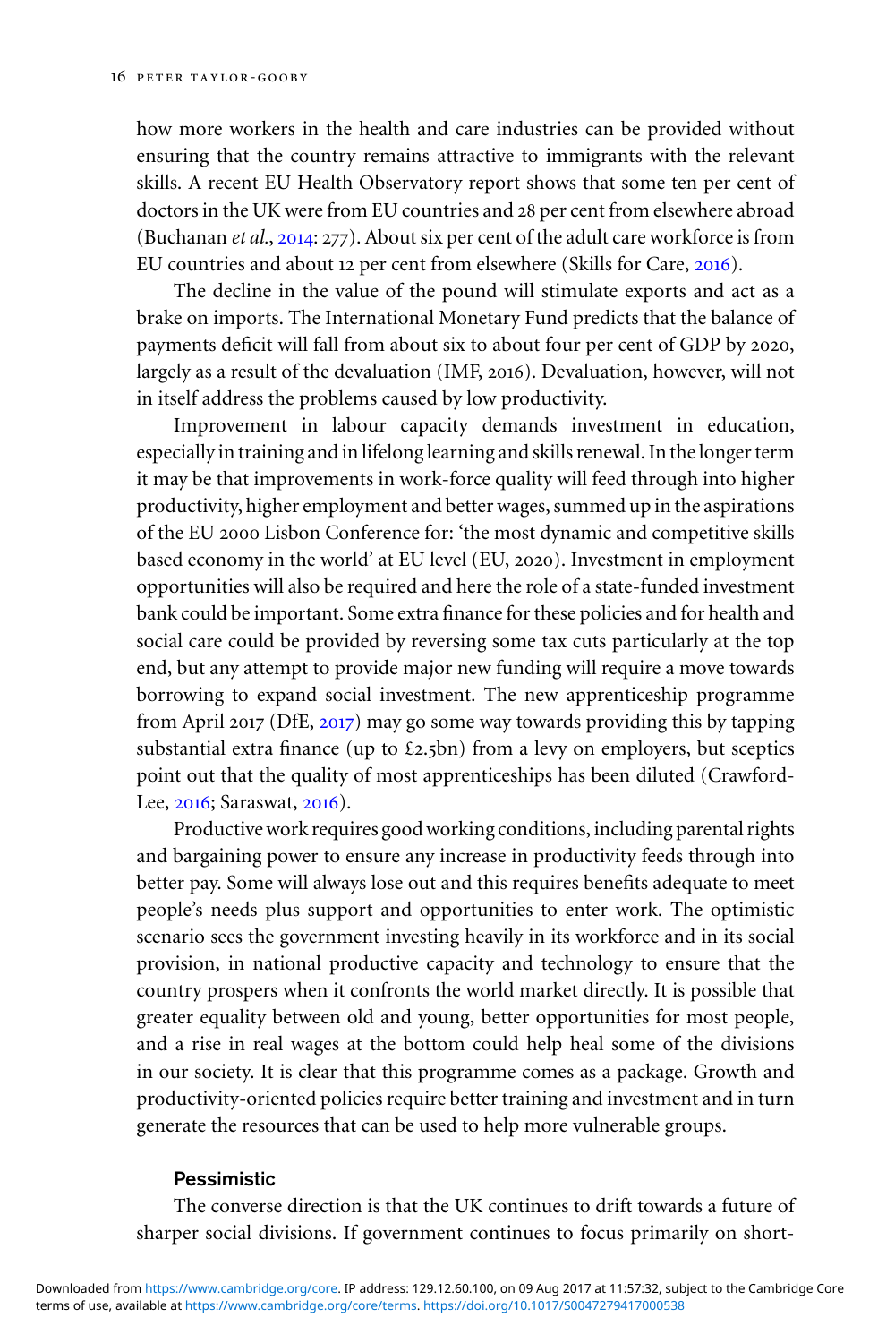how more workers in the health and care industries can be provided without ensuring that the country remains attractive to immigrants with the relevant skills. A recent EU Health Observatory report shows that some ten per cent of doctors in the UK were from EU countries and 28 per cent from elsewhere abroad (Buchanan *et al.*, 2014: 277). About six per cent of the adult care workforce is from EU countries and about 12 per cent from elsewhere (Skills for Care, 2016).

The decline in the value of the pound will stimulate exports and act as a brake on imports. The International Monetary Fund predicts that the balance of payments deficit will fall from about six to about four per cent of GDP by 2020, largely as a result of the devaluation (IMF, 2016). Devaluation, however, will not in itself address the problems caused by low productivity.

Improvement in labour capacity demands investment in education, especially in training and in lifelong learning and skills renewal. In the longer term it may be that improvements in work-force quality will feed through into higher productivity, higher employment and better wages, summed up in the aspirations of the EU 2000 Lisbon Conference for: 'the most dynamic and competitive skills based economy in the world' at EU level (EU, 2020). Investment in employment opportunities will also be required and here the role of a state-funded investment bank could be important. Some extra finance for these policies and for health and social care could be provided by reversing some tax cuts particularly at the top end, but any attempt to provide major new funding will require a move towards borrowing to expand social investment. The new apprenticeship programme from April 2017 (DfE, 2017) may go some way towards providing this by tapping substantial extra finance (up to £2.5bn) from a levy on employers, but sceptics point out that the quality of most apprenticeships has been diluted (Crawford-Lee, 2016; Saraswat, 2016).

Productive work requires good working conditions, including parental rights and bargaining power to ensure any increase in productivity feeds through into better pay. Some will always lose out and this requires benefits adequate to meet people's needs plus support and opportunities to enter work. The optimistic scenario sees the government investing heavily in its workforce and in its social provision, in national productive capacity and technology to ensure that the country prospers when it confronts the world market directly. It is possible that greater equality between old and young, better opportunities for most people, and a rise in real wages at the bottom could help heal some of the divisions in our society. It is clear that this programme comes as a package. Growth and productivity-oriented policies require better training and investment and in turn generate the resources that can be used to help more vulnerable groups.

### Pessimistic

The converse direction is that the UK continues to drift towards a future of sharper social divisions. If government continues to focus primarily on short-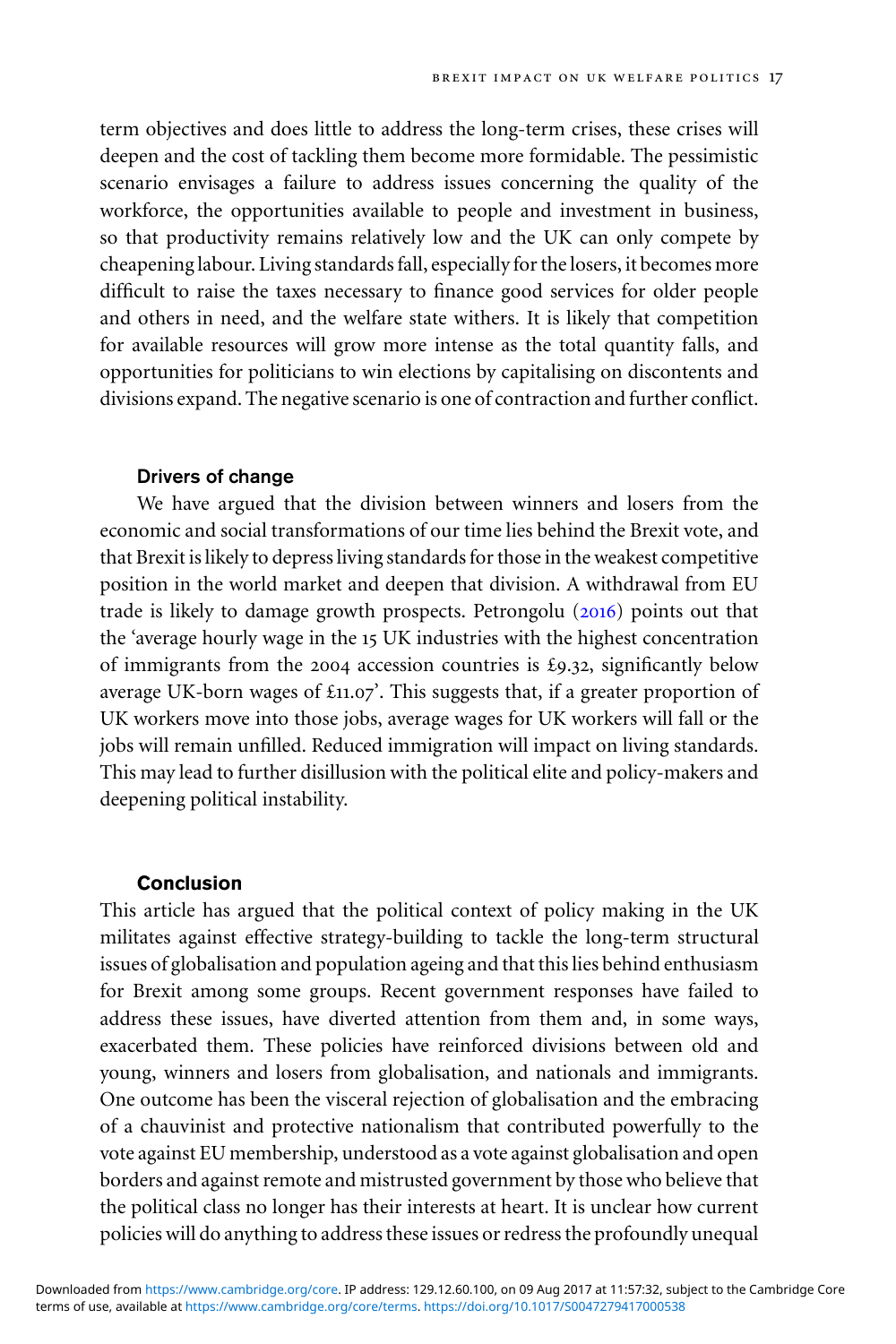term objectives and does little to address the long-term crises, these crises will deepen and the cost of tackling them become more formidable. The pessimistic scenario envisages a failure to address issues concerning the quality of the workforce, the opportunities available to people and investment in business, so that productivity remains relatively low and the UK can only compete by cheapening labour. Living standards fall, especially for the losers, it becomes more difficult to raise the taxes necessary to finance good services for older people and others in need, and the welfare state withers. It is likely that competition for available resources will grow more intense as the total quantity falls, and opportunities for politicians to win elections by capitalising on discontents and divisions expand. The negative scenario is one of contraction and further conflict.

### Drivers of change

We have argued that the division between winners and losers from the economic and social transformations of our time lies behind the Brexit vote, and that Brexit is likely to depress living standards for those in the weakest competitive position in the world market and deepen that division. A withdrawal from EU trade is likely to damage growth prospects. Petrongolu (2016) points out that the 'average hourly wage in the 15 UK industries with the highest concentration of immigrants from the 2004 accession countries is £9.32, significantly below average UK-born wages of £11.07'. This suggests that, if a greater proportion of UK workers move into those jobs, average wages for UK workers will fall or the jobs will remain unfilled. Reduced immigration will impact on living standards. This may lead to further disillusion with the political elite and policy-makers and deepening political instability.

### Conclusion

This article has argued that the political context of policy making in the UK militates against effective strategy-building to tackle the long-term structural issues of globalisation and population ageing and that this lies behind enthusiasm for Brexit among some groups. Recent government responses have failed to address these issues, have diverted attention from them and, in some ways, exacerbated them. These policies have reinforced divisions between old and young, winners and losers from globalisation, and nationals and immigrants. One outcome has been the visceral rejection of globalisation and the embracing of a chauvinist and protective nationalism that contributed powerfully to the vote against EU membership, understood as a vote against globalisation and open borders and against remote and mistrusted government by those who believe that the political class no longer has their interests at heart. It is unclear how current policies will do anything to address these issues or redress the profoundly unequal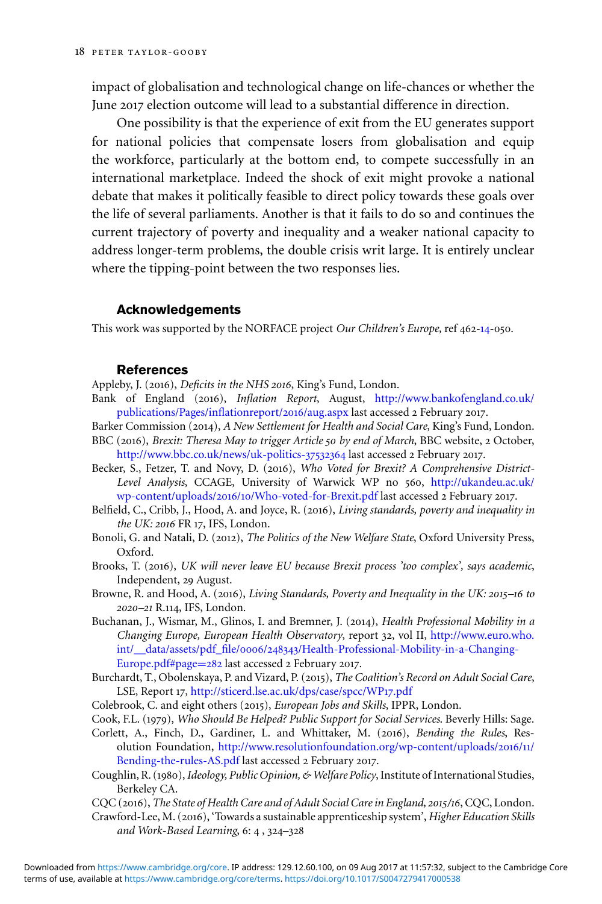impact of globalisation and technological change on life-chances or whether the June 2017 election outcome will lead to a substantial difference in direction.

One possibility is that the experience of exit from the EU generates support for national policies that compensate losers from globalisation and equip the workforce, particularly at the bottom end, to compete successfully in an international marketplace. Indeed the shock of exit might provoke a national debate that makes it politically feasible to direct policy towards these goals over the life of several parliaments. Another is that it fails to do so and continues the current trajectory of poverty and inequality and a weaker national capacity to address longer-term problems, the double crisis writ large. It is entirely unclear where the tipping-point between the two responses lies.

## Acknowledgements

This work was supported by the NORFACE project *Our Children's Europe,* ref 462-14-050.

## References

Appleby, J. (2016), *Deficits in the NHS 2016*, King's Fund, London.

Bank of England (2016), *Inflation Report*, August, http://www.bankofengland.co.uk/publications/Pages/inflationreport/2016/aug.aspx last accessed 2 February 2017.

Barker Commission (2014), *A New Settlement for Health and Social Care*, King's Fund, London.

BBC (2016), *Brexit: Theresa May to trigger Article 50 by end of March*, BBC website, 2 October, http://www.bbc.co.uk/news/uk-politics-37532364 last accessed 2 February 2017.

Becker, S., Fetzer, T. and Novy, D. (2016), *Who Voted for Brexit? A Comprehensive District-Level Analysis*, CCAGE, University of Warwick WP no 560, http://ukandeu.ac.uk/wp-content/uploads/2016/10/Who-voted-for-Brexit.pdf last accessed 2 February 2017.

Belfield, C., Cribb, J., Hood, A. and Joyce, R. (2016), *Living standards, poverty and inequality in the UK: 2016* FR 17, IFS, London.

Bonoli, G. and Natali, D. (2012), *The Politics of the New Welfare State*, Oxford University Press, Oxford.

Brooks, T. (2016), *UK will never leave EU because Brexit process 'too complex', says academic*, Independent, 29 August.

Browne, R. and Hood, A. (2016), *Living Standards, Poverty and Inequality in the UK: 2015–16 to 2020–21* R.114, IFS, London.

Buchanan, J., Wismar, M., Glinos, I. and Bremner, J. (2014), *Health Professional Mobility in a Changing Europe, European Health Observatory*, report 32, vol II, http://www.euro.who.int/__data/assets/pdf_file/0006/248343/Health-Professional-Mobility-in-a-Changing-Europe.pdf#page=282 last accessed 2 February 2017.

Burchardt, T., Obolenskaya, P. and Vizard, P. (2015), *The Coalition's Record on Adult Social Care*, LSE, Report 17, http://sticerd.lse.ac.uk/dps/case/spcc/WP17.pdf

Colebrook, C. and eight others (2015), *European Jobs and Skills*, IPPR, London.

Cook, F.L. (1979), *Who Should Be Helped? Public Support for Social Services*. Beverly Hills: Sage.

Corlett, A., Finch, D., Gardiner, L. and Whittaker, M. (2016), *Bending the Rules*, Resolution Foundation, http://www.resolutionfoundation.org/wp-content/uploads/2016/11/Bending-the-rules-AS.pdf last accessed 2 February 2017.

Coughlin, R. (1980), *Ideology, Public Opinion, & Welfare Policy*, Institute of International Studies, Berkeley CA.

CQC (2016), *The State of Health Care and of Adult Social Care in England, 2015/16*, CQC, London.

Crawford-Lee, M. (2016), 'Towards a sustainable apprenticeship system', *Higher Education Skills and Work-Based Learning*, 6: 4 , 324–328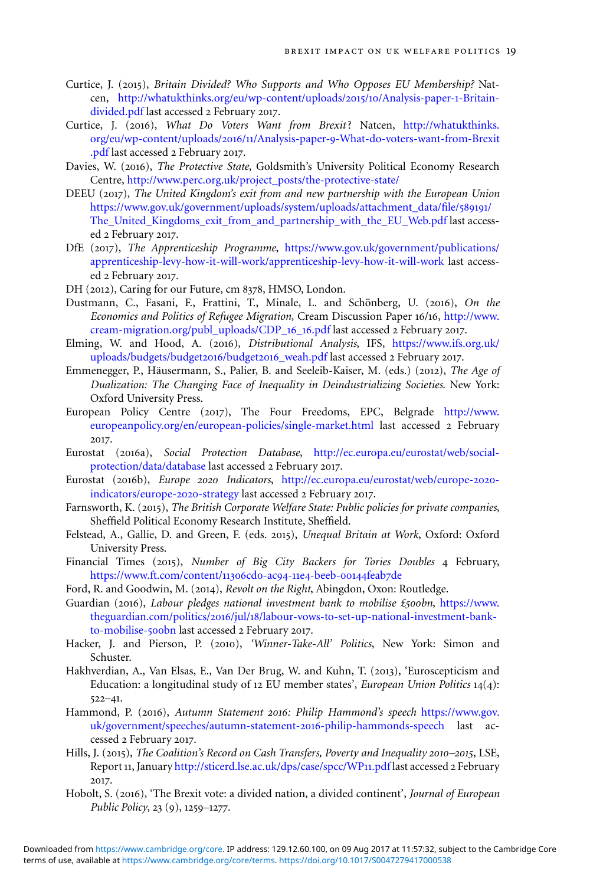Curtice, J. (2015), *Britain Divided? Who Supports and Who Opposes EU Membership?* Natcen, http://whatukthinks.org/eu/wp-content/uploads/2015/10/Analysis-paper-1-Britain-divided.pdf last accessed 2 February 2017.

Curtice, J. (2016), *What Do Voters Want from Brexit*? Natcen, http://whatukthinks.org/eu/wp-content/uploads/2016/11/Analysis-paper-9-What-do-voters-want-from-Brexit.pdf last accessed 2 February 2017.

Davies, W. (2016), *The Protective State*, Goldsmith's University Political Economy Research Centre, http://www.perc.org.uk/project_posts/the-protective-state/

DEEU (2017), *The United Kingdom's exit from and new partnership with the European Union* https://www.gov.uk/government/uploads/system/uploads/attachment_data/file/589191/The_United_Kingdoms_exit_from_and_partnership_with_the_EU_Web.pdf last accessed 2 February 2017.

DfE (2017), *The Apprenticeship Programme*, https://www.gov.uk/government/publications/apprenticeship-levy-how-it-will-work/apprenticeship-levy-how-it-will-work last accessed 2 February 2017.

DH (2012), Caring for our Future, cm 8378, HMSO, London.

Dustmann, C., Fasani, F., Frattini, T., Minale, L. and Schönberg, U. (2016), *On the Economics and Politics of Refugee Migration*, Cream Discussion Paper 16/16, http://www.cream-migration.org/publ_uploads/CDP_16_16.pdf last accessed 2 February 2017.

Elming, W. and Hood, A. (2016), *Distributional Analysis*, IFS, https://www.ifs.org.uk/uploads/budgets/budget2016/budget2016_weah.pdf last accessed 2 February 2017.

Emmenegger, P., Häusermann, S., Palier, B. and Seeleib-Kaiser, M. (eds.) (2012), *The Age of Dualization: The Changing Face of Inequality in Deindustrializing Societies*. New York: Oxford University Press.

European Policy Centre (2017), The Four Freedoms, EPC, Belgrade http://www.europeanpolicy.org/en/european-policies/single-market.html last accessed 2 February 2017.

Eurostat (2016a), *Social Protection Database*, http://ec.europa.eu/eurostat/web/social-protection/data/database last accessed 2 February 2017.

Eurostat (2016b), *Europe 2020 Indicators*, http://ec.europa.eu/eurostat/web/europe-2020-indicators/europe-2020-strategy last accessed 2 February 2017.

Farnsworth, K. (2015), *The British Corporate Welfare State: Public policies for private companies*, Sheffield Political Economy Research Institute, Sheffield.

Felstead, A., Gallie, D. and Green, F. (eds. 2015), *Unequal Britain at Work*, Oxford: Oxford University Press.

Financial Times (2015), *Number of Big City Backers for Tories Doubles* 4 February, https://www.ft.com/content/11306cd0-ac94-11e4-beeb-00144feab7de

Ford, R. and Goodwin, M. (2014), *Revolt on the Right*, Abingdon, Oxon: Routledge.

Guardian (2016), *Labour pledges national investment bank to mobilise £500bn*, https://www.theguardian.com/politics/2016/jul/18/labour-vows-to-set-up-national-investment-bank-to-mobilise-500bn last accessed 2 February 2017.

Hacker, J. and Pierson, P. (2010), *'Winner-Take-All' Politics*, New York: Simon and Schuster.

Hakhverdian, A., Van Elsas, E., Van Der Brug, W. and Kuhn, T. (2013), 'Euroscepticism and Education: a longitudinal study of 12 EU member states', *European Union Politics* 14(4): 522–41.

Hammond, P. (2016), *Autumn Statement 2016: Philip Hammond's speech* https://www.gov.uk/government/speeches/autumn-statement-2016-philip-hammonds-speech last accessed 2 February 2017.

Hills, J. (2015), *The Coalition's Record on Cash Transfers, Poverty and Inequality 2010–2015*, LSE, Report 11, January http://sticerd.lse.ac.uk/dps/case/spcc/WP11.pdf last accessed 2 February 2017.

Hobolt, S. (2016), 'The Brexit vote: a divided nation, a divided continent', *Journal of European Public Policy*, 23 (9), 1259–1277.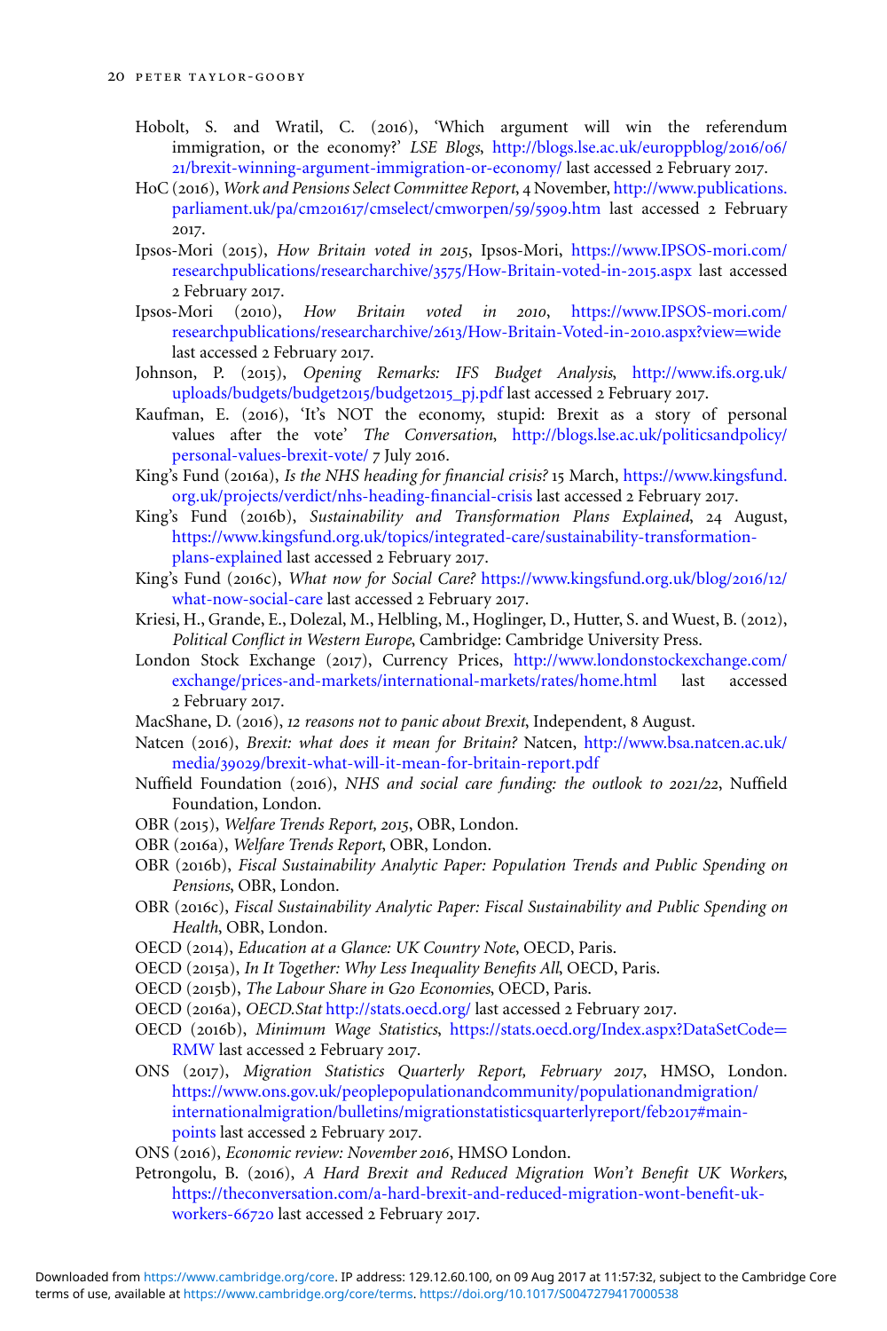Hobolt, S. and Wratil, C. (2016), 'Which argument will win the referendum immigration, or the economy?' *LSE Blogs*, http://blogs.lse.ac.uk/europpblog/2016/06/21/brexit-winning-argument-immigration-or-economy/ last accessed 2 February 2017.

HoC (2016), *Work and Pensions Select Committee Report*, 4 November, http://www.publications.parliament.uk/pa/cm201617/cmselect/cmworpen/59/5909.htm last accessed 2 February 2017.

Ipsos-Mori (2015), *How Britain voted in 2015*, Ipsos-Mori, https://www.IPSOS-mori.com/researchpublications/researcharchive/3575/How-Britain-voted-in-2015.aspx last accessed 2 February 2017.

Ipsos-Mori (2010), *How Britain voted in 2010*, https://www.IPSOS-mori.com/researchpublications/researcharchive/2613/How-Britain-Voted-in-2010.aspx?view=wide last accessed 2 February 2017.

Johnson, P. (2015), *Opening Remarks: IFS Budget Analysis*, http://www.ifs.org.uk/uploads/budgets/budget2015/budget2015_pj.pdf last accessed 2 February 2017.

Kaufman, E. (2016), 'It's NOT the economy, stupid: Brexit as a story of personal values after the vote' *The Conversation*, http://blogs.lse.ac.uk/politicsandpolicy/personal-values-brexit-vote/ 7 July 2016.

King's Fund (2016a), *Is the NHS heading for financial crisis?* 15 March, https://www.kingsfund.org.uk/projects/verdict/nhs-heading-financial-crisis last accessed 2 February 2017.

King's Fund (2016b), *Sustainability and Transformation Plans Explained*, 24 August, https://www.kingsfund.org.uk/topics/integrated-care/sustainability-transformation-plans-explained last accessed 2 February 2017.

King's Fund (2016c), *What now for Social Care?* https://www.kingsfund.org.uk/blog/2016/12/what-now-social-care last accessed 2 February 2017.

Kriesi, H., Grande, E., Dolezal, M., Helbling, M., Hoglinger, D., Hutter, S. and Wuest, B. (2012), *Political Conflict in Western Europe*, Cambridge: Cambridge University Press.

London Stock Exchange (2017), Currency Prices, http://www.londonstockexchange.com/exchange/prices-and-markets/international-markets/rates/home.html last accessed 2 February 2017.

MacShane, D. (2016), *12 reasons not to panic about Brexit*, Independent, 8 August.

Natcen (2016), *Brexit: what does it mean for Britain?* Natcen, http://www.bsa.natcen.ac.uk/media/39029/brexit-what-will-it-mean-for-britain-report.pdf

Nuffield Foundation (2016), *NHS and social care funding: the outlook to 2021/22*, Nuffield Foundation, London.

OBR (2015), *Welfare Trends Report, 2015*, OBR, London.

OBR (2016a), *Welfare Trends Report*, OBR, London.

OBR (2016b), *Fiscal Sustainability Analytic Paper: Population Trends and Public Spending on Pensions*, OBR, London.

OBR (2016c), *Fiscal Sustainability Analytic Paper: Fiscal Sustainability and Public Spending on Health*, OBR, London.

OECD (2014), *Education at a Glance: UK Country Note*, OECD, Paris.

OECD (2015a), *In It Together: Why Less Inequality Benefits All*, OECD, Paris.

OECD (2015b), *The Labour Share in G20 Economies*, OECD, Paris.

OECD (2016a), *OECD.Stat* http://stats.oecd.org/ last accessed 2 February 2017.

OECD (2016b), *Minimum Wage Statistics*, https://stats.oecd.org/Index.aspx?DataSetCode=RMW last accessed 2 February 2017.

ONS (2017), *Migration Statistics Quarterly Report, February 2017*, HMSO, London. https://www.ons.gov.uk/peoplepopulationandcommunity/populationandmigration/internationalmigration/bulletins/migrationstatisticsquarterlyreport/feb2017#main-points last accessed 2 February 2017.

ONS (2016), *Economic review: November 2016*, HMSO London.

Petrongolu, B. (2016), *A Hard Brexit and Reduced Migration Won't Benefit UK Workers*, https://theconversation.com/a-hard-brexit-and-reduced-migration-wont-benefit-uk-workers-66720 last accessed 2 February 2017.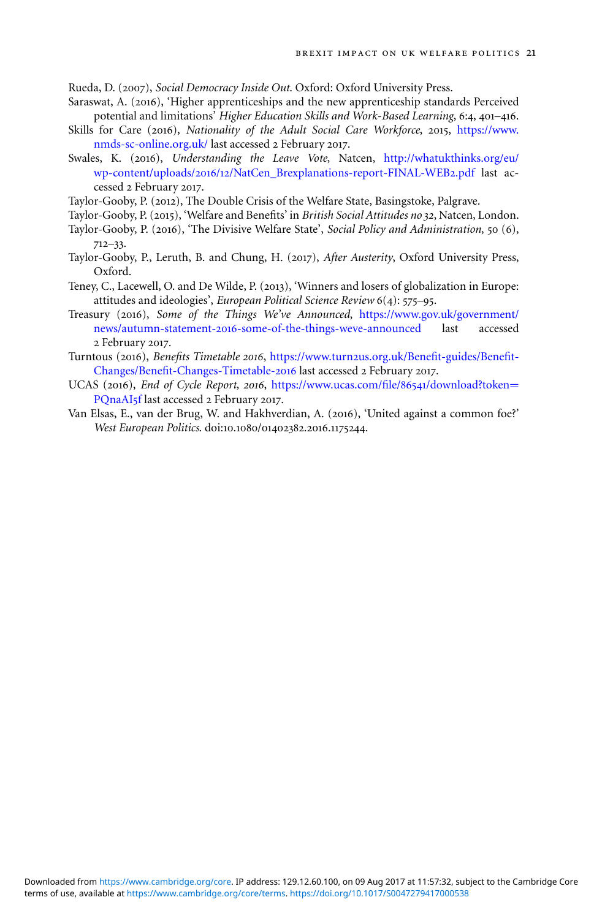Rueda, D. (2007), *Social Democracy Inside Out*. Oxford: Oxford University Press.

Saraswat, A. (2016), 'Higher apprenticeships and the new apprenticeship standards Perceived potential and limitations' *Higher Education Skills and Work-Based Learning*, 6:4, 401–416.

Skills for Care (2016), *Nationality of the Adult Social Care Workforce*, 2015, https://www.nmds-sc-online.org.uk/ last accessed 2 February 2017.

Swales, K. (2016), *Understanding the Leave Vote*, Natcen, http://whatukthinks.org/eu/wp-content/uploads/2016/12/NatCen_Brexplanations-report-FINAL-WEB2.pdf last accessed 2 February 2017.

Taylor-Gooby, P. (2012), The Double Crisis of the Welfare State, Basingstoke, Palgrave.

Taylor-Gooby, P. (2015), 'Welfare and Benefits' in *British Social Attitudes no 32*, Natcen, London.

Taylor-Gooby, P. (2016), 'The Divisive Welfare State', *Social Policy and Administration*, 50 (6), 712–33.

Taylor-Gooby, P., Leruth, B. and Chung, H. (2017), *After Austerity*, Oxford University Press, Oxford.

Teney, C., Lacewell, O. and De Wilde, P. (2013), 'Winners and losers of globalization in Europe: attitudes and ideologies', *European Political Science Review* 6(4): 575–95.

Treasury (2016), *Some of the Things We've Announced*, https://www.gov.uk/government/news/autumn-statement-2016-some-of-the-things-weve-announced last accessed 2 February 2017.

Turntous (2016), *Benefits Timetable 2016*, https://www.turn2us.org.uk/Benefit-guides/Benefit-Changes/Benefit-Changes-Timetable-2016 last accessed 2 February 2017.

UCAS (2016), *End of Cycle Report, 2016*, https://www.ucas.com/file/86541/download?token=PQnaAI5f last accessed 2 February 2017.

Van Elsas, E., van der Brug, W. and Hakhverdian, A. (2016), 'United against a common foe?' *West European Politics*. doi:10.1080/01402382.2016.1175244.